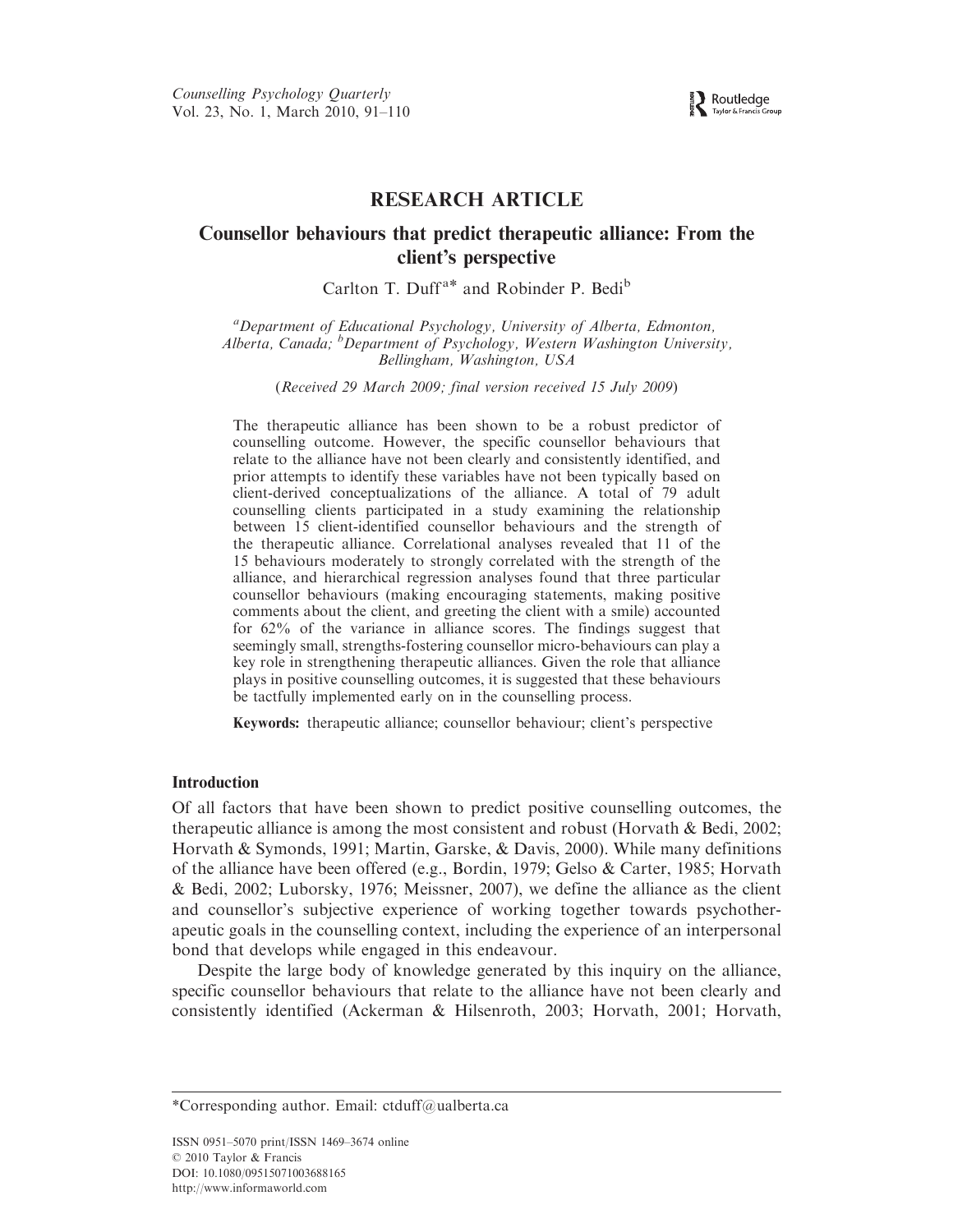# RESEARCH ARTICLE

## Counsellor behaviours that predict therapeutic alliance: From the client's perspective

Carlton T. Duff[a]* and Robinder P. Bedi[b]

[a]*Department of Educational Psychology, University of Alberta, Edmonton, Alberta, Canada;* [b]*Department of Psychology, Western Washington University, Bellingham, Washington, USA*

(*Received 29 March 2009; final version received 15 July 2009*)

The therapeutic alliance has been shown to be a robust predictor of counselling outcome. However, the specific counsellor behaviours that relate to the alliance have not been clearly and consistently identified, and prior attempts to identify these variables have not been typically based on client-derived conceptualizations of the alliance. A total of 79 adult counselling clients participated in a study examining the relationship between 15 client-identified counsellor behaviours and the strength of the therapeutic alliance. Correlational analyses revealed that 11 of the 15 behaviours moderately to strongly correlated with the strength of the alliance, and hierarchical regression analyses found that three particular counsellor behaviours (making encouraging statements, making positive comments about the client, and greeting the client with a smile) accounted for 62% of the variance in alliance scores. The findings suggest that seemingly small, strengths-fostering counsellor micro-behaviours can play a key role in strengthening therapeutic alliances. Given the role that alliance plays in positive counselling outcomes, it is suggested that these behaviours be tactfully implemented early on in the counselling process.

**Keywords:** therapeutic alliance; counsellor behaviour; client's perspective

### Introduction

Of all factors that have been shown to predict positive counselling outcomes, the therapeutic alliance is among the most consistent and robust (Horvath & Bedi, 2002; Horvath & Symonds, 1991; Martin, Garske, & Davis, 2000). While many definitions of the alliance have been offered (e.g., Bordin, 1979; Gelso & Carter, 1985; Horvath & Bedi, 2002; Luborsky, 1976; Meissner, 2007), we define the alliance as the client and counsellor's subjective experience of working together towards psychotherapeutic goals in the counselling context, including the experience of an interpersonal bond that develops while engaged in this endeavour.

Despite the large body of knowledge generated by this inquiry on the alliance, specific counsellor behaviours that relate to the alliance have not been clearly and consistently identified (Ackerman & Hilsenroth, 2003; Horvath, 2001; Horvath,

*Corresponding author. Email: ctduff@ualberta.ca

ISSN 0951–5070 print/ISSN 1469–3674 online
© 2010 Taylor & Francis
DOI: 10.1080/09515071003688165
http://www.informaworld.com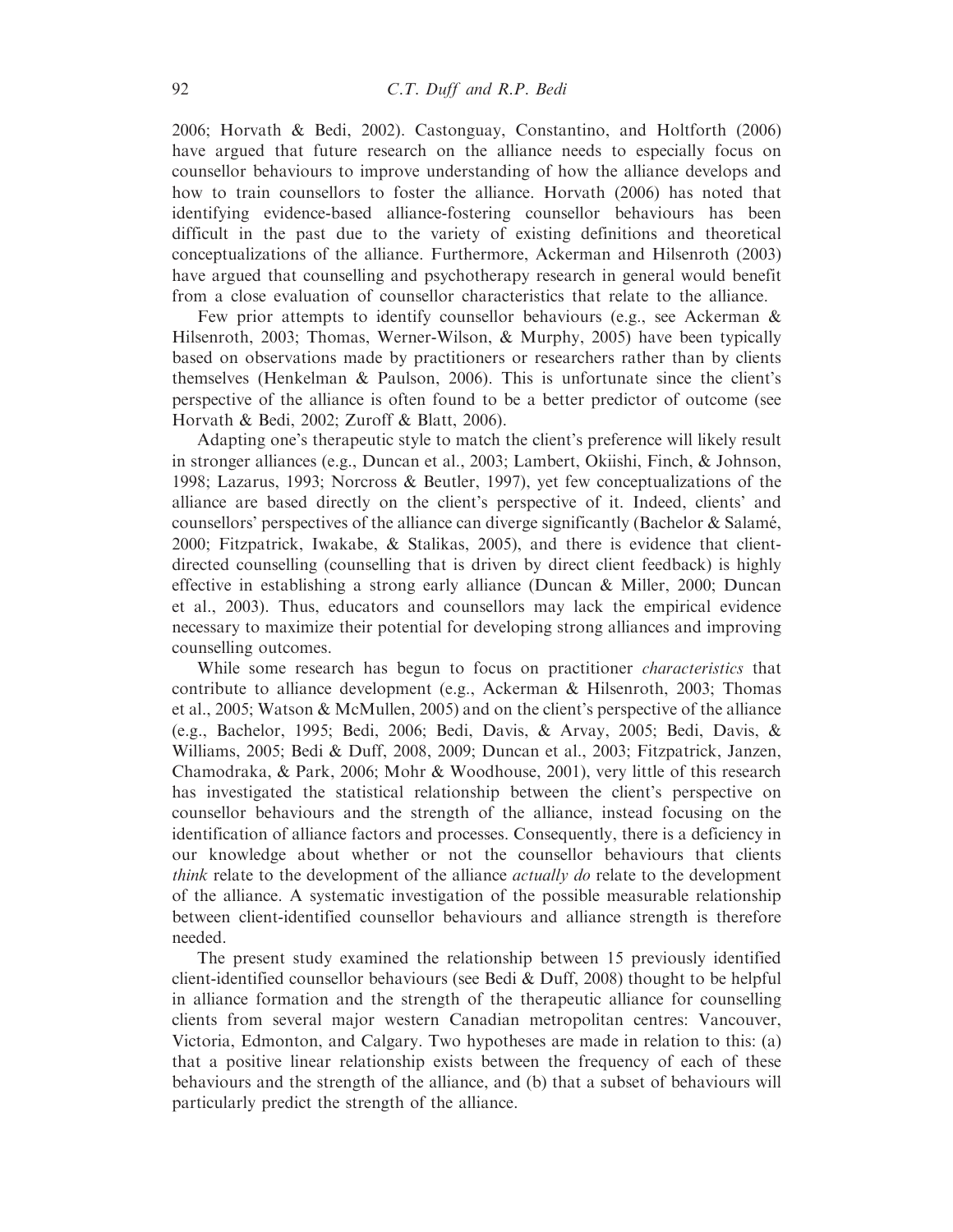2006; Horvath & Bedi, 2002). Castonguay, Constantino, and Holtforth (2006) have argued that future research on the alliance needs to especially focus on counsellor behaviours to improve understanding of how the alliance develops and how to train counsellors to foster the alliance. Horvath (2006) has noted that identifying evidence-based alliance-fostering counsellor behaviours has been difficult in the past due to the variety of existing definitions and theoretical conceptualizations of the alliance. Furthermore, Ackerman and Hilsenroth (2003) have argued that counselling and psychotherapy research in general would benefit from a close evaluation of counsellor characteristics that relate to the alliance.

Few prior attempts to identify counsellor behaviours (e.g., see Ackerman & Hilsenroth, 2003; Thomas, Werner-Wilson, & Murphy, 2005) have been typically based on observations made by practitioners or researchers rather than by clients themselves (Henkelman & Paulson, 2006). This is unfortunate since the client's perspective of the alliance is often found to be a better predictor of outcome (see Horvath & Bedi, 2002; Zuroff & Blatt, 2006).

Adapting one's therapeutic style to match the client's preference will likely result in stronger alliances (e.g., Duncan et al., 2003; Lambert, Okiishi, Finch, & Johnson, 1998; Lazarus, 1993; Norcross & Beutler, 1997), yet few conceptualizations of the alliance are based directly on the client's perspective of it. Indeed, clients' and counsellors' perspectives of the alliance can diverge significantly (Bachelor & Salamé, 2000; Fitzpatrick, Iwakabe, & Stalikas, 2005), and there is evidence that client-directed counselling (counselling that is driven by direct client feedback) is highly effective in establishing a strong early alliance (Duncan & Miller, 2000; Duncan et al., 2003). Thus, educators and counsellors may lack the empirical evidence necessary to maximize their potential for developing strong alliances and improving counselling outcomes.

While some research has begun to focus on practitioner *characteristics* that contribute to alliance development (e.g., Ackerman & Hilsenroth, 2003; Thomas et al., 2005; Watson & McMullen, 2005) and on the client's perspective of the alliance (e.g., Bachelor, 1995; Bedi, 2006; Bedi, Davis, & Arvay, 2005; Bedi, Davis, & Williams, 2005; Bedi & Duff, 2008, 2009; Duncan et al., 2003; Fitzpatrick, Janzen, Chamodraka, & Park, 2006; Mohr & Woodhouse, 2001), very little of this research has investigated the statistical relationship between the client's perspective on counsellor behaviours and the strength of the alliance, instead focusing on the identification of alliance factors and processes. Consequently, there is a deficiency in our knowledge about whether or not the counsellor behaviours that clients *think* relate to the development of the alliance *actually do* relate to the development of the alliance. A systematic investigation of the possible measurable relationship between client-identified counsellor behaviours and alliance strength is therefore needed.

The present study examined the relationship between 15 previously identified client-identified counsellor behaviours (see Bedi & Duff, 2008) thought to be helpful in alliance formation and the strength of the therapeutic alliance for counselling clients from several major western Canadian metropolitan centres: Vancouver, Victoria, Edmonton, and Calgary. Two hypotheses are made in relation to this: (a) that a positive linear relationship exists between the frequency of each of these behaviours and the strength of the alliance, and (b) that a subset of behaviours will particularly predict the strength of the alliance.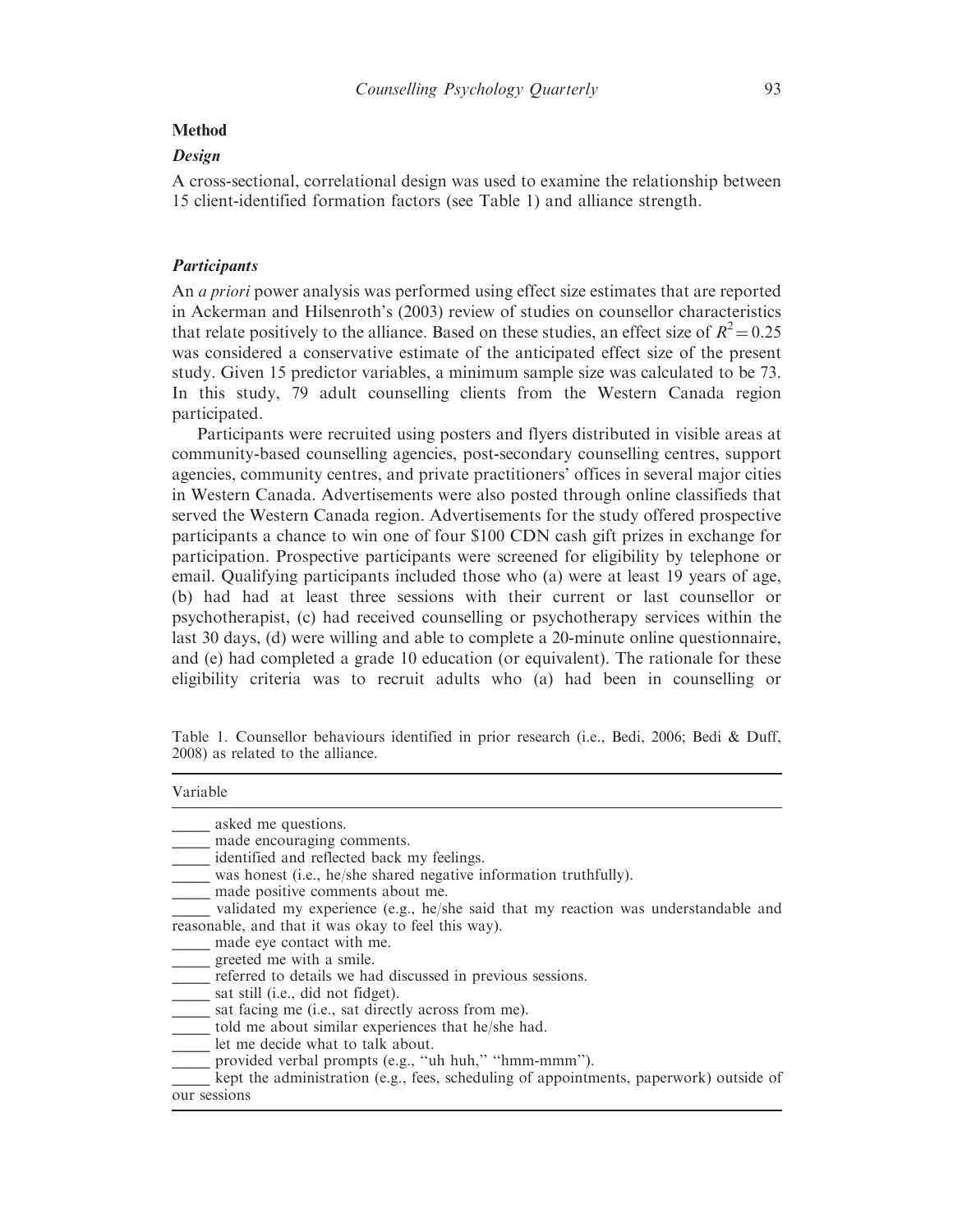## Method

### *Design*

A cross-sectional, correlational design was used to examine the relationship between 15 client-identified formation factors (see Table 1) and alliance strength.

### *Participants*

An *a priori* power analysis was performed using effect size estimates that are reported in Ackerman and Hilsenroth's (2003) review of studies on counsellor characteristics that relate positively to the alliance. Based on these studies, an effect size of $R^2 = 0.25$ was considered a conservative estimate of the anticipated effect size of the present study. Given 15 predictor variables, a minimum sample size was calculated to be 73. In this study, 79 adult counselling clients from the Western Canada region participated.

Participants were recruited using posters and flyers distributed in visible areas at community-based counselling agencies, post-secondary counselling centres, support agencies, community centres, and private practitioners' offices in several major cities in Western Canada. Advertisements were also posted through online classifieds that served the Western Canada region. Advertisements for the study offered prospective participants a chance to win one of four \$100 CDN cash gift prizes in exchange for participation. Prospective participants were screened for eligibility by telephone or email. Qualifying participants included those who (a) were at least 19 years of age, (b) had had at least three sessions with their current or last counsellor or psychotherapist, (c) had received counselling or psychotherapy services within the last 30 days, (d) were willing and able to complete a 20-minute online questionnaire, and (e) had completed a grade 10 education (or equivalent). The rationale for these eligibility criteria was to recruit adults who (a) had been in counselling or

Table 1. Counsellor behaviours identified in prior research (i.e., Bedi, 2006; Bedi & Duff, 2008) as related to the alliance.

| Variable |
|---|
| _____ asked me questions. |
| _____ made encouraging comments. |
| _____ identified and reflected back my feelings. |
| _____ was honest (i.e., he/she shared negative information truthfully). |
| _____ made positive comments about me. |
| _____ validated my experience (e.g., he/she said that my reaction was understandable and reasonable, and that it was okay to feel this way). |
| _____ made eye contact with me. |
| _____ greeted me with a smile. |
| _____ referred to details we had discussed in previous sessions. |
| _____ sat still (i.e., did not fidget). |
| _____ sat facing me (i.e., sat directly across from me). |
| _____ told me about similar experiences that he/she had. |
| _____ let me decide what to talk about. |
| _____ provided verbal prompts (e.g., "uh huh," "hmm-mmm"). |
| _____ kept the administration (e.g., fees, scheduling of appointments, paperwork) outside of our sessions |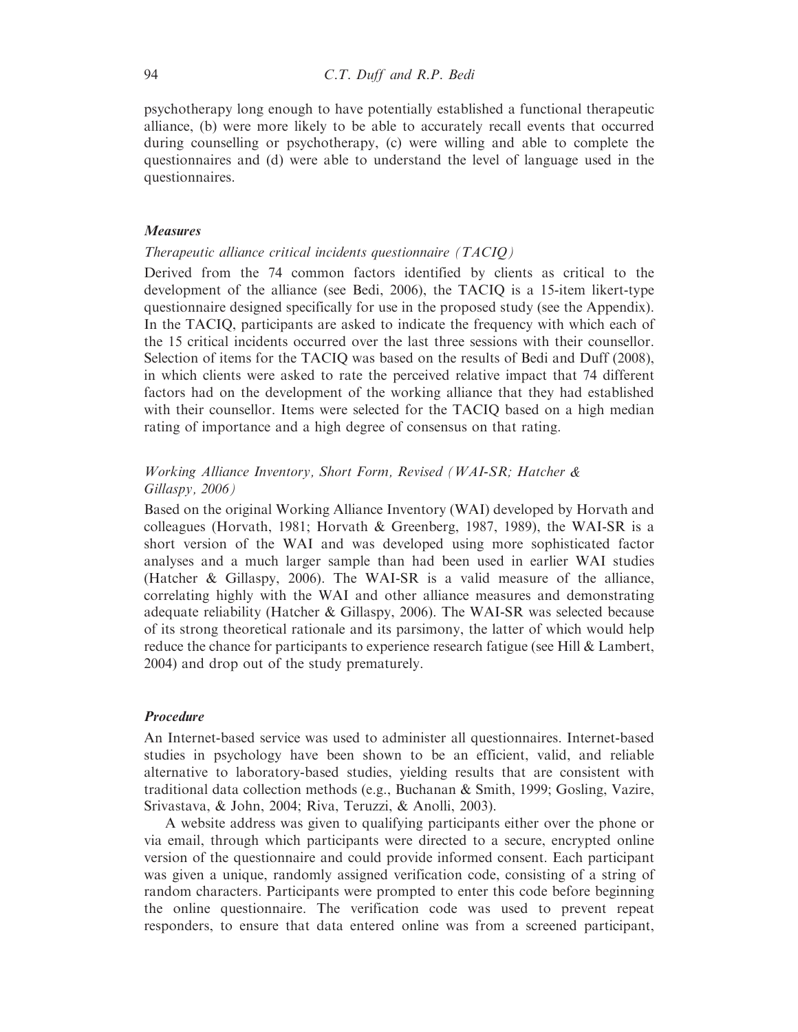psychotherapy long enough to have potentially established a functional therapeutic alliance, (b) were more likely to be able to accurately recall events that occurred during counselling or psychotherapy, (c) were willing and able to complete the questionnaires and (d) were able to understand the level of language used in the questionnaires.

### *Measures*

#### *Therapeutic alliance critical incidents questionnaire (TACIQ)*

Derived from the 74 common factors identified by clients as critical to the development of the alliance (see Bedi, 2006), the TACIQ is a 15-item likert-type questionnaire designed specifically for use in the proposed study (see the Appendix). In the TACIQ, participants are asked to indicate the frequency with which each of the 15 critical incidents occurred over the last three sessions with their counsellor. Selection of items for the TACIQ was based on the results of Bedi and Duff (2008), in which clients were asked to rate the perceived relative impact that 74 different factors had on the development of the working alliance that they had established with their counsellor. Items were selected for the TACIQ based on a high median rating of importance and a high degree of consensus on that rating.

#### *Working Alliance Inventory, Short Form, Revised (WAI-SR; Hatcher & Gillaspy, 2006)*

Based on the original Working Alliance Inventory (WAI) developed by Horvath and colleagues (Horvath, 1981; Horvath & Greenberg, 1987, 1989), the WAI-SR is a short version of the WAI and was developed using more sophisticated factor analyses and a much larger sample than had been used in earlier WAI studies (Hatcher & Gillaspy, 2006). The WAI-SR is a valid measure of the alliance, correlating highly with the WAI and other alliance measures and demonstrating adequate reliability (Hatcher & Gillaspy, 2006). The WAI-SR was selected because of its strong theoretical rationale and its parsimony, the latter of which would help reduce the chance for participants to experience research fatigue (see Hill & Lambert, 2004) and drop out of the study prematurely.

### *Procedure*

An Internet-based service was used to administer all questionnaires. Internet-based studies in psychology have been shown to be an efficient, valid, and reliable alternative to laboratory-based studies, yielding results that are consistent with traditional data collection methods (e.g., Buchanan & Smith, 1999; Gosling, Vazire, Srivastava, & John, 2004; Riva, Teruzzi, & Anolli, 2003).

A website address was given to qualifying participants either over the phone or via email, through which participants were directed to a secure, encrypted online version of the questionnaire and could provide informed consent. Each participant was given a unique, randomly assigned verification code, consisting of a string of random characters. Participants were prompted to enter this code before beginning the online questionnaire. The verification code was used to prevent repeat responders, to ensure that data entered online was from a screened participant,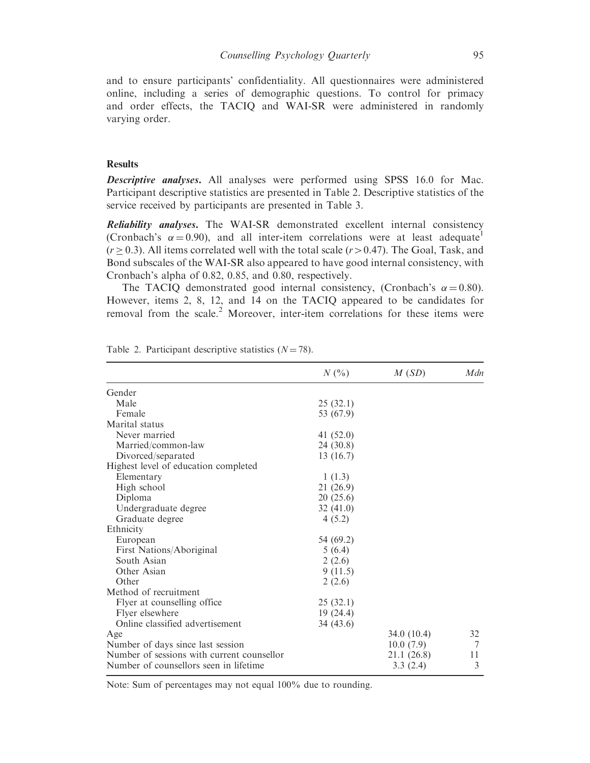and to ensure participants' confidentiality. All questionnaires were administered online, including a series of demographic questions. To control for primacy and order effects, the TACIQ and WAI-SR were administered in randomly varying order.

## Results

***Descriptive analyses***. All analyses were performed using SPSS 16.0 for Mac. Participant descriptive statistics are presented in Table 2. Descriptive statistics of the service received by participants are presented in Table 3.

***Reliability analyses***. The WAI-SR demonstrated excellent internal consistency (Cronbach's $\alpha = 0.90$), and all inter-item correlations were at least adequate[1] ($r \geq 0.3$). All items correlated well with the total scale ($r > 0.47$). The Goal, Task, and Bond subscales of the WAI-SR also appeared to have good internal consistency, with Cronbach's alpha of 0.82, 0.85, and 0.80, respectively.

The TACIQ demonstrated good internal consistency, (Cronbach's $\alpha = 0.80$). However, items 2, 8, 12, and 14 on the TACIQ appeared to be candidates for removal from the scale.[2] Moreover, inter-item correlations for these items were

Table 2. Participant descriptive statistics ($N = 78$).

| | *N* (%) | *M* (*SD*) | *Mdn* |
|---|---|---|---|
| Gender | | | |
| Male | 25 (32.1) | | |
| Female | 53 (67.9) | | |
| Marital status | | | |
| Never married | 41 (52.0) | | |
| Married/common-law | 24 (30.8) | | |
| Divorced/separated | 13 (16.7) | | |
| Highest level of education completed | | | |
| Elementary | 1 (1.3) | | |
| High school | 21 (26.9) | | |
| Diploma | 20 (25.6) | | |
| Undergraduate degree | 32 (41.0) | | |
| Graduate degree | 4 (5.2) | | |
| Ethnicity | | | |
| European | 54 (69.2) | | |
| First Nations/Aboriginal | 5 (6.4) | | |
| South Asian | 2 (2.6) | | |
| Other Asian | 9 (11.5) | | |
| Other | 2 (2.6) | | |
| Method of recruitment | | | |
| Flyer at counselling office | 25 (32.1) | | |
| Flyer elsewhere | 19 (24.4) | | |
| Online classified advertisement | 34 (43.6) | | |
| Age | | 34.0 (10.4) | 32 |
| Number of days since last session | | 10.0 (7.9) | 7 |
| Number of sessions with current counsellor | | 21.1 (26.8) | 11 |
| Number of counsellors seen in lifetime | | 3.3 (2.4) | 3 |

Note: Sum of percentages may not equal 100% due to rounding.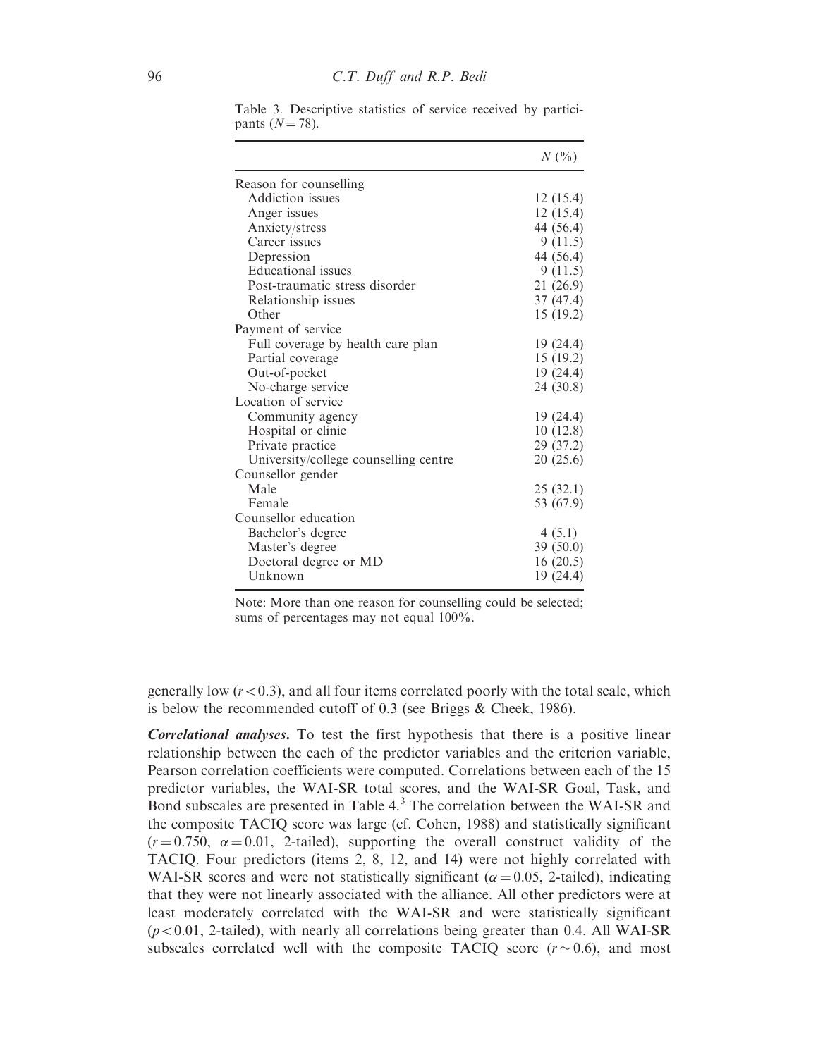Table 3. Descriptive statistics of service received by participants ($N = 78$).

| | $N$ (%) |
|---|---|
| Reason for counselling | |
| Addiction issues | 12 (15.4) |
| Anger issues | 12 (15.4) |
| Anxiety/stress | 44 (56.4) |
| Career issues | 9 (11.5) |
| Depression | 44 (56.4) |
| Educational issues | 9 (11.5) |
| Post-traumatic stress disorder | 21 (26.9) |
| Relationship issues | 37 (47.4) |
| Other | 15 (19.2) |
| Payment of service | |
| Full coverage by health care plan | 19 (24.4) |
| Partial coverage | 15 (19.2) |
| Out-of-pocket | 19 (24.4) |
| No-charge service | 24 (30.8) |
| Location of service | |
| Community agency | 19 (24.4) |
| Hospital or clinic | 10 (12.8) |
| Private practice | 29 (37.2) |
| University/college counselling centre | 20 (25.6) |
| Counsellor gender | |
| Male | 25 (32.1) |
| Female | 53 (67.9) |
| Counsellor education | |
| Bachelor's degree | 4 (5.1) |
| Master's degree | 39 (50.0) |
| Doctoral degree or MD | 16 (20.5) |
| Unknown | 19 (24.4) |

Note: More than one reason for counselling could be selected; sums of percentages may not equal 100%.

generally low ($r < 0.3$), and all four items correlated poorly with the total scale, which is below the recommended cutoff of 0.3 (see Briggs & Cheek, 1986).

***Correlational analyses***. To test the first hypothesis that there is a positive linear relationship between the each of the predictor variables and the criterion variable, Pearson correlation coefficients were computed. Correlations between each of the 15 predictor variables, the WAI-SR total scores, and the WAI-SR Goal, Task, and Bond subscales are presented in Table 4.[3] The correlation between the WAI-SR and the composite TACIQ score was large (cf. Cohen, 1988) and statistically significant ($r = 0.750$, $\alpha = 0.01$, 2-tailed), supporting the overall construct validity of the TACIQ. Four predictors (items 2, 8, 12, and 14) were not highly correlated with WAI-SR scores and were not statistically significant ($\alpha = 0.05$, 2-tailed), indicating that they were not linearly associated with the alliance. All other predictors were at least moderately correlated with the WAI-SR and were statistically significant ($p < 0.01$, 2-tailed), with nearly all correlations being greater than 0.4. All WAI-SR subscales correlated well with the composite TACIQ score ($r \sim 0.6$), and most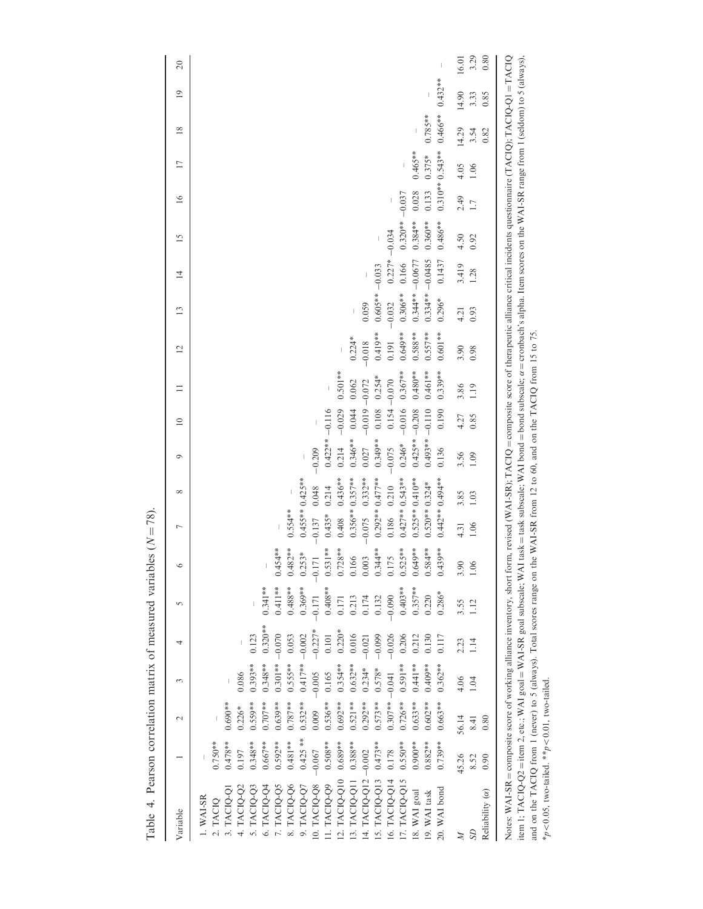Table 4. Pearson correlation matrix of measured variables ($N = 78$).

| Variable | 1 | 2 | 3 | 4 | 5 | 6 | 7 | 8 | 9 | 10 | 11 | 12 | 13 | 14 | 15 | 16 | 17 | 18 | 19 | 20 |
|---|---|---|---|---|---|---|---|---|---|---|---|---|---|---|---|---|---|---|---|---|
| 1. WAI-SR | – | | | | | | | | | | | | | | | | | | | |
| 2. TACIQ | 0.750** | – | | | | | | | | | | | | | | | | | | |
| 3. TACIQ-Q1 | 0.478** | 0.690** | – | | | | | | | | | | | | | | | | | |
| 4. TACIQ-Q2 | 0.197 | 0.226* | 0.086 | – | | | | | | | | | | | | | | | | |
| 5. TACIQ-Q3 | 0.348** | 0.559** | 0.393** | 0.123 | – | | | | | | | | | | | | | | | |
| 6. TACIQ-Q4 | 0.667** | 0.707** | 0.348** | 0.320** | 0.341** | – | | | | | | | | | | | | | | |
| 7. TACIQ-Q5 | 0.592** | 0.639** | 0.301** | −0.070 | 0.411** | 0.454** | – | | | | | | | | | | | | | |
| 8. TACIQ-Q6 | 0.481** | 0.787** | 0.555** | 0.053 | 0.488** | 0.482** | 0.554** | – | | | | | | | | | | | | |
| 9. TACIQ-Q7 | 0.425 ** | 0.532** | 0.417** | −0.002 | 0.369** | 0.253* | 0.455** | 0.425** | – | | | | | | | | | | | |
| 10. TACIQ-Q8 | −0.067 | 0.009 | −0.005 | −0.227* | −0.171 | −0.171 | −0.137 | 0.048 | −0.209 | – | | | | | | | | | | |
| 11. TACIQ-Q9 | 0.508** | 0.536** | 0.165 | 0.101 | 0.408** | 0.531** | 0.435* | 0.214 | 0.422** | −0.116 | – | | | | | | | | | |
| 12. TACIQ-Q10 | 0.689** | 0.692** | 0.354** | 0.220* | 0.171 | 0.728** | 0.408 | 0.436** | 0.214 | −0.029 | 0.501** | – | | | | | | | | |
| 13. TACIQ-Q11 | 0.388** | 0.521** | 0.632** | 0.016 | 0.213 | 0.166 | 0.356** | 0.357** | 0.346** | 0.044 | 0.062 | 0.224* | – | | | | | | | |
| 14. TACIQ-Q12 | −0.002 | 0.292** | 0.234* | −0.021 | 0.174 | 0.003 | −0.075 | 0.332** | 0.027 | −0.019 | −0.072 | −0.018 | 0.059 | – | | | | | | |
| 15. TACIQ-Q13 | 0.473** | 0.573** | 0.578* | −0.099 | 0.132 | 0.344** | 0.292** | 0.477** | 0.349** | 0.108 | 0.254* | 0.419** | 0.605** | −0.033 | – | | | | | |
| 16. TACIQ-Q14 | 0.178 | 0.307** | −0.041 | −0.026 | −0.090 | 0.175 | 0.186 | 0.210 | −0.075 | 0.154 | −0.070 | 0.191 | −0.032 | 0.227* | −0.034 | – | | | | |
| 17. TACIQ-Q15 | 0.550** | 0.726** | 0.591** | 0.206 | 0.403** | 0.525** | 0.427** | 0.543** | 0.246* | −0.016 | 0.367** | 0.649** | 0.306** | 0.166 | 0.320** | −0.037 | – | | | |
| 18. WAI goal | 0.900** | 0.633** | 0.441** | 0.212 | 0.357** | 0.649** | 0.525** | 0.410** | 0.425** | −0.208 | 0.480** | 0.588** | 0.344** | −0.0677 | 0.384** | 0.028 | 0.465** | – | | |
| 19. WAI task | 0.882** | 0.602** | 0.409** | 0.130 | 0.220 | 0.584** | 0.520** | 0.324* | 0.493** | −0.110 | 0.461** | 0.557** | 0.334** | −0.0485 | 0.360** | 0.133 | 0.375* | 0.785** | – | |
| 20. WAI bond | 0.739** | 0.663** | 0.362** | 0.117 | 0.286* | 0.439** | 0.442** | 0.494** | 0.136 | 0.190 | 0.339** | 0.601** | 0.296* | 0.1437 | 0.486** | 0.310** | 0.543** | 0.466** | 0.432** | – |
| $M$ | 45.26 | 56.14 | 4.06 | 2.23 | 3.55 | 3.90 | 4.31 | 3.85 | 3.56 | 4.27 | 3.86 | 3.90 | 4.21 | 3.419 | 4.50 | 2.49 | 4.05 | 14.29 | 14.90 | 16.01 |
| $SD$ | 8.52 | 8.41 | 1.04 | 1.14 | 1.12 | 1.06 | 1.06 | 1.03 | 1.09 | 0.85 | 1.19 | 0.98 | 0.93 | 1.28 | 0.92 | 1.7 | 1.06 | 3.54 | 3.33 | 3.29 |
| Reliability ($\alpha$) | 0.90 | 0.80 | | | | | | | | | | | | | | | | 0.82 | 0.85 | 0.80 |

Notes: WAI-SR = composite score of working alliance inventory, short form, revised (WAI-SR); TACIQ = composite score of therapeutic alliance critical incidents questionnaire (TACIQ); TACIQ-Q1 = TACIQ item 1; TACIQ-Q2 = item 2, etc.; WAI goal = WAI-SR goal subscale; WAI task = task subscale; WAI bond = bond subscale; $\alpha$ = cronbach's alpha. Item scores on the WAI-SR range from 1 (seldom) to 5 (always), and on the TACIQ from 1 (never) to 5 (always). Total scores range on the WAI-SR from 12 to 60, and on the TACIQ from 15 to 75.
*$p < 0.05$, two-tailed. **$p < 0.01$, two-tailed.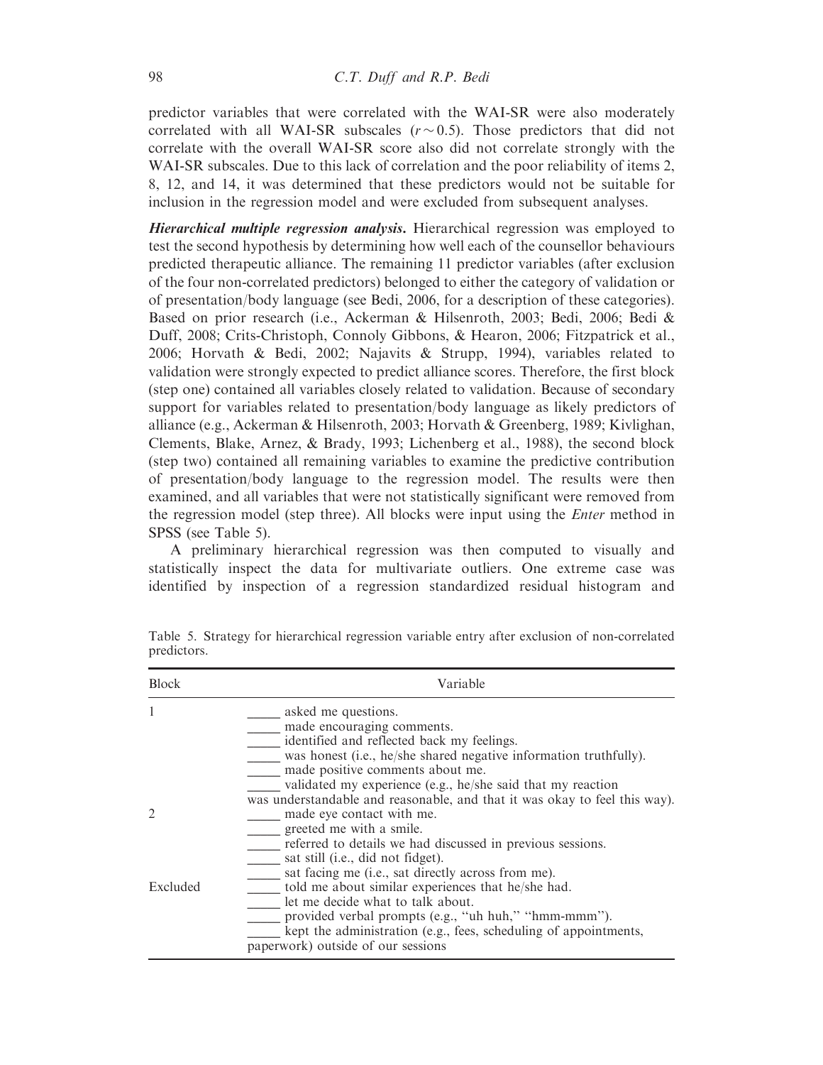predictor variables that were correlated with the WAI-SR were also moderately correlated with all WAI-SR subscales ($r \sim 0.5$). Those predictors that did not correlate with the overall WAI-SR score also did not correlate strongly with the WAI-SR subscales. Due to this lack of correlation and the poor reliability of items 2, 8, 12, and 14, it was determined that these predictors would not be suitable for inclusion in the regression model and were excluded from subsequent analyses.

***Hierarchical multiple regression analysis.*** Hierarchical regression was employed to test the second hypothesis by determining how well each of the counsellor behaviours predicted therapeutic alliance. The remaining 11 predictor variables (after exclusion of the four non-correlated predictors) belonged to either the category of validation or of presentation/body language (see Bedi, 2006, for a description of these categories). Based on prior research (i.e., Ackerman & Hilsenroth, 2003; Bedi, 2006; Bedi & Duff, 2008; Crits-Christoph, Connoly Gibbons, & Hearon, 2006; Fitzpatrick et al., 2006; Horvath & Bedi, 2002; Najavits & Strupp, 1994), variables related to validation were strongly expected to predict alliance scores. Therefore, the first block (step one) contained all variables closely related to validation. Because of secondary support for variables related to presentation/body language as likely predictors of alliance (e.g., Ackerman & Hilsenroth, 2003; Horvath & Greenberg, 1989; Kivlighan, Clements, Blake, Arnez, & Brady, 1993; Lichenberg et al., 1988), the second block (step two) contained all remaining variables to examine the predictive contribution of presentation/body language to the regression model. The results were then examined, and all variables that were not statistically significant were removed from the regression model (step three). All blocks were input using the *Enter* method in SPSS (see Table 5).

A preliminary hierarchical regression was then computed to visually and statistically inspect the data for multivariate outliers. One extreme case was identified by inspection of a regression standardized residual histogram and

Table 5. Strategy for hierarchical regression variable entry after exclusion of non-correlated predictors.

| Block | Variable |
|---|---|
| 1 | _____ asked me questions. |
| | _____ made encouraging comments. |
| | _____ identified and reflected back my feelings. |
| | _____ was honest (i.e., he/she shared negative information truthfully). |
| | _____ made positive comments about me. |
| | _____ validated my experience (e.g., he/she said that my reaction was understandable and reasonable, and that it was okay to feel this way). |
| 2 | _____ made eye contact with me. |
| | _____ greeted me with a smile. |
| | _____ referred to details we had discussed in previous sessions. |
| | _____ sat still (i.e., did not fidget). |
| | _____ sat facing me (i.e., sat directly across from me). |
| Excluded | _____ told me about similar experiences that he/she had. |
| | _____ let me decide what to talk about. |
| | _____ provided verbal prompts (e.g., "uh huh," "hmm-mmm"). |
| | _____ kept the administration (e.g., fees, scheduling of appointments, paperwork) outside of our sessions |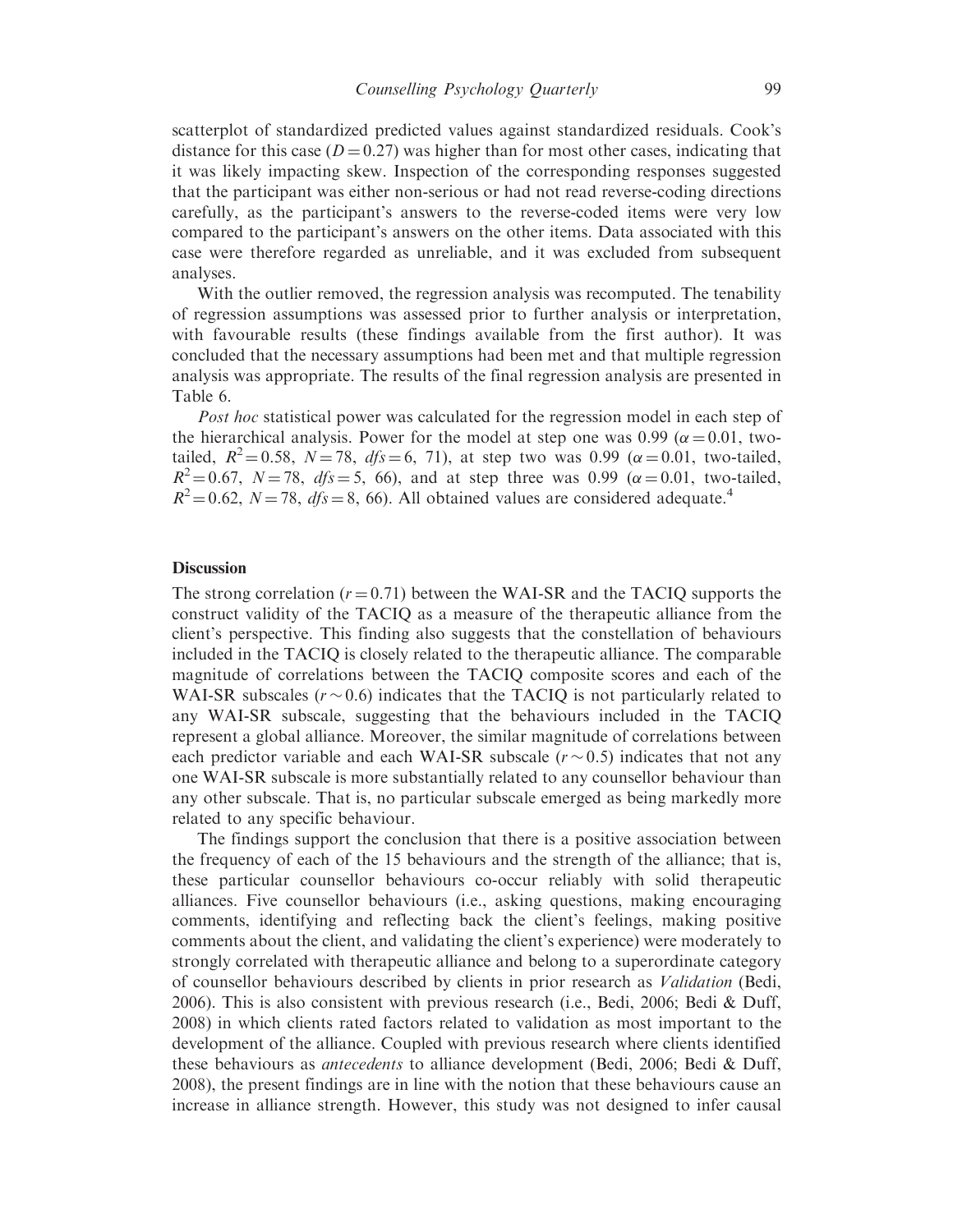scatterplot of standardized predicted values against standardized residuals. Cook's distance for this case ($D = 0.27$) was higher than for most other cases, indicating that it was likely impacting skew. Inspection of the corresponding responses suggested that the participant was either non-serious or had not read reverse-coding directions carefully, as the participant's answers to the reverse-coded items were very low compared to the participant's answers on the other items. Data associated with this case were therefore regarded as unreliable, and it was excluded from subsequent analyses.

With the outlier removed, the regression analysis was recomputed. The tenability of regression assumptions was assessed prior to further analysis or interpretation, with favourable results (these findings available from the first author). It was concluded that the necessary assumptions had been met and that multiple regression analysis was appropriate. The results of the final regression analysis are presented in Table 6.

*Post hoc* statistical power was calculated for the regression model in each step of the hierarchical analysis. Power for the model at step one was 0.99 ($\alpha = 0.01$, two-tailed, $R^2 = 0.58$, $N = 78$, $dfs = 6$, 71), at step two was 0.99 ($\alpha = 0.01$, two-tailed, $R^2 = 0.67$, $N = 78$, $dfs = 5$, 66), and at step three was 0.99 ($\alpha = 0.01$, two-tailed, $R^2 = 0.62$, $N = 78$, $dfs = 8$, 66). All obtained values are considered adequate.[4]

## Discussion

The strong correlation ($r = 0.71$) between the WAI-SR and the TACIQ supports the construct validity of the TACIQ as a measure of the therapeutic alliance from the client's perspective. This finding also suggests that the constellation of behaviours included in the TACIQ is closely related to the therapeutic alliance. The comparable magnitude of correlations between the TACIQ composite scores and each of the WAI-SR subscales ($r \sim 0.6$) indicates that the TACIQ is not particularly related to any WAI-SR subscale, suggesting that the behaviours included in the TACIQ represent a global alliance. Moreover, the similar magnitude of correlations between each predictor variable and each WAI-SR subscale ($r \sim 0.5$) indicates that not any one WAI-SR subscale is more substantially related to any counsellor behaviour than any other subscale. That is, no particular subscale emerged as being markedly more related to any specific behaviour.

The findings support the conclusion that there is a positive association between the frequency of each of the 15 behaviours and the strength of the alliance; that is, these particular counsellor behaviours co-occur reliably with solid therapeutic alliances. Five counsellor behaviours (i.e., asking questions, making encouraging comments, identifying and reflecting back the client's feelings, making positive comments about the client, and validating the client's experience) were moderately to strongly correlated with therapeutic alliance and belong to a superordinate category of counsellor behaviours described by clients in prior research as *Validation* (Bedi, 2006). This is also consistent with previous research (i.e., Bedi, 2006; Bedi & Duff, 2008) in which clients rated factors related to validation as most important to the development of the alliance. Coupled with previous research where clients identified these behaviours as *antecedents* to alliance development (Bedi, 2006; Bedi & Duff, 2008), the present findings are in line with the notion that these behaviours cause an increase in alliance strength. However, this study was not designed to infer causal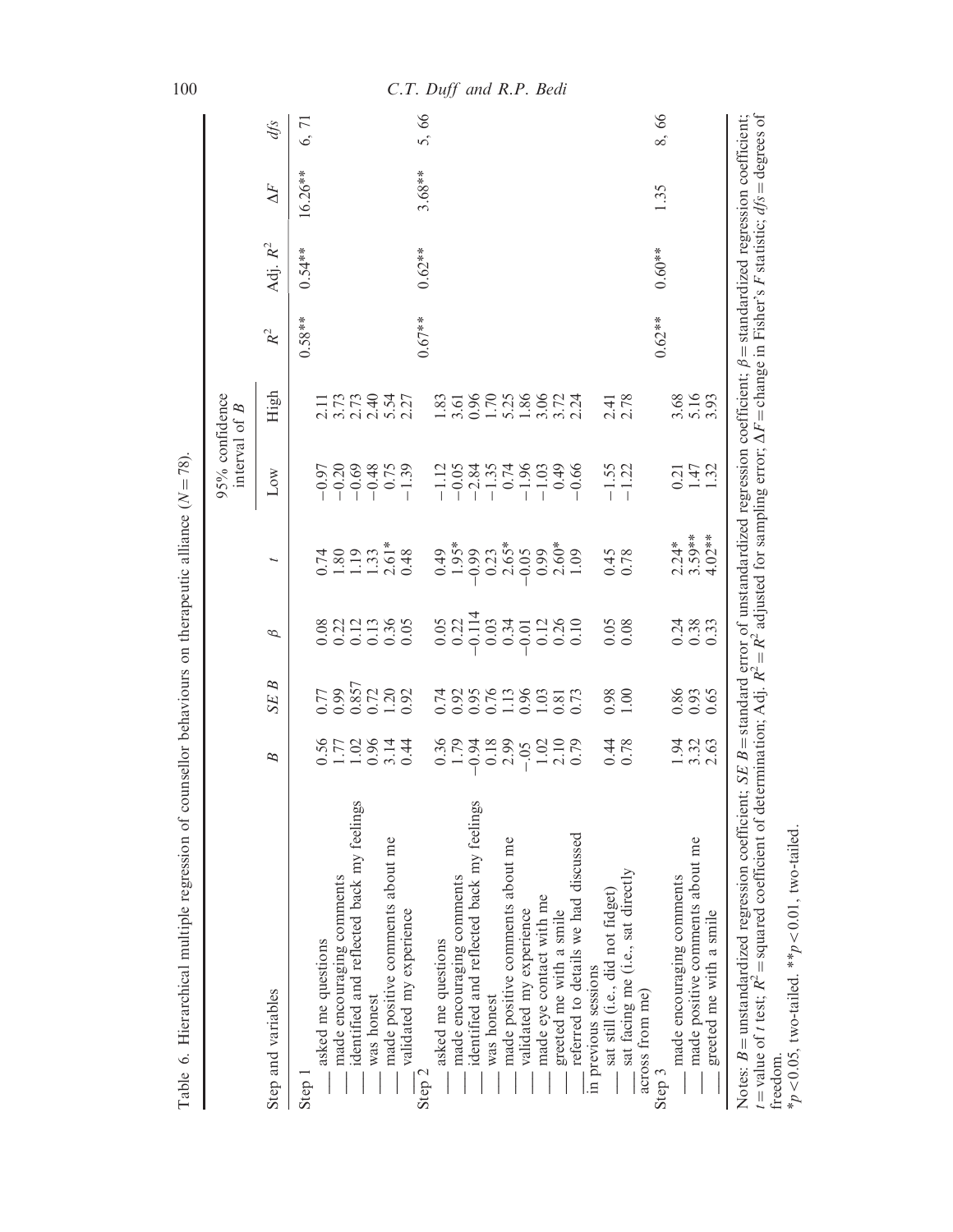Table 6. Hierarchical multiple regression of counsellor behaviours on therapeutic alliance ($N = 78$).

| Step and variables | $B$ | $SE\ B$ | $\beta$ | $t$ | 95% confidence interval of $B$ Low | High | $R^2$ | Adj. $R^2$ | $\Delta F$ | $dfs$ |
|---|---|---|---|---|---|---|---|---|---|---|
| Step 1 | | | | | | | 0.58** | 0.54** | 16.26** | 6, 71 |
| asked me questions | 0.56 | 0.77 | 0.08 | 0.74 | −0.97 | 2.11 | | | | |
| made encouraging comments | 1.77 | 0.99 | 0.22 | 1.80 | −0.20 | 3.73 | | | | |
| identified and reflected back my feelings | 1.02 | 0.857 | 0.12 | 1.19 | −0.69 | 2.73 | | | | |
| was honest | 0.96 | 0.72 | 0.13 | 1.33 | −0.48 | 2.40 | | | | |
| made positive comments about me | 3.14 | 1.20 | 0.36 | 2.61* | 0.75 | 5.54 | | | | |
| validated my experience | 0.44 | 0.92 | 0.05 | 0.48 | −1.39 | 2.27 | | | | |
| Step 2 | | | | | | | 0.67** | 0.62** | 3.68** | 5, 66 |
| asked me questions | 0.36 | 0.74 | 0.05 | 0.49 | −1.12 | 1.83 | | | | |
| made encouraging comments | 1.79 | 0.92 | 0.22 | 1.95* | −0.05 | 3.61 | | | | |
| identified and reflected back my feelings | −0.94 | 0.95 | −0.114 | −0.99 | −2.84 | 0.96 | | | | |
| was honest | 0.18 | 0.76 | 0.03 | 0.23 | −1.35 | 1.70 | | | | |
| made positive comments about me | 2.99 | 1.13 | 0.34 | 2.65* | 0.74 | 5.25 | | | | |
| validated my experience | −.05 | 0.96 | −0.01 | −0.05 | −1.96 | 1.86 | | | | |
| made eye contact with me | 1.02 | 1.03 | 0.12 | 0.99 | −1.03 | 3.06 | | | | |
| greeted me with a smile | 2.10 | 0.81 | 0.26 | 2.60* | 0.49 | 3.72 | | | | |
| referred to details we had discussed in previous sessions | 0.79 | 0.73 | 0.10 | 1.09 | −0.66 | 2.24 | | | | |
| sat still (i.e., did not fidget) | 0.44 | 0.98 | 0.05 | 0.45 | −1.55 | 2.41 | | | | |
| sat facing me (i.e., sat directly across from me) | 0.78 | 1.00 | 0.08 | 0.78 | −1.22 | 2.78 | | | | |
| Step 3 | | | | | | | 0.62** | 0.60** | 1.35 | 8, 66 |
| made encouraging comments | 1.94 | 0.86 | 0.24 | 2.24* | 0.21 | 3.68 | | | | |
| made positive comments about me | 3.32 | 0.93 | 0.38 | 3.59** | 1.47 | 5.16 | | | | |
| greeted me with a smile | 2.63 | 0.65 | 0.33 | 4.02** | 1.32 | 3.93 | | | | |

Notes: $B$ = unstandardized regression coefficient; $SE\ B$ = standard error of unstandardized regression coefficient; $\beta$ = standardized regression coefficient; $t$ = value of $t$ test; $R^2$ = squared coefficient of determination; Adj. $R^2$ = $R^2$ adjusted for sampling error; $\Delta F$ = change in Fisher's $F$ statistic; $dfs$ = degrees of freedom.

*$p < 0.05$, two-tailed. **$p < 0.01$, two-tailed.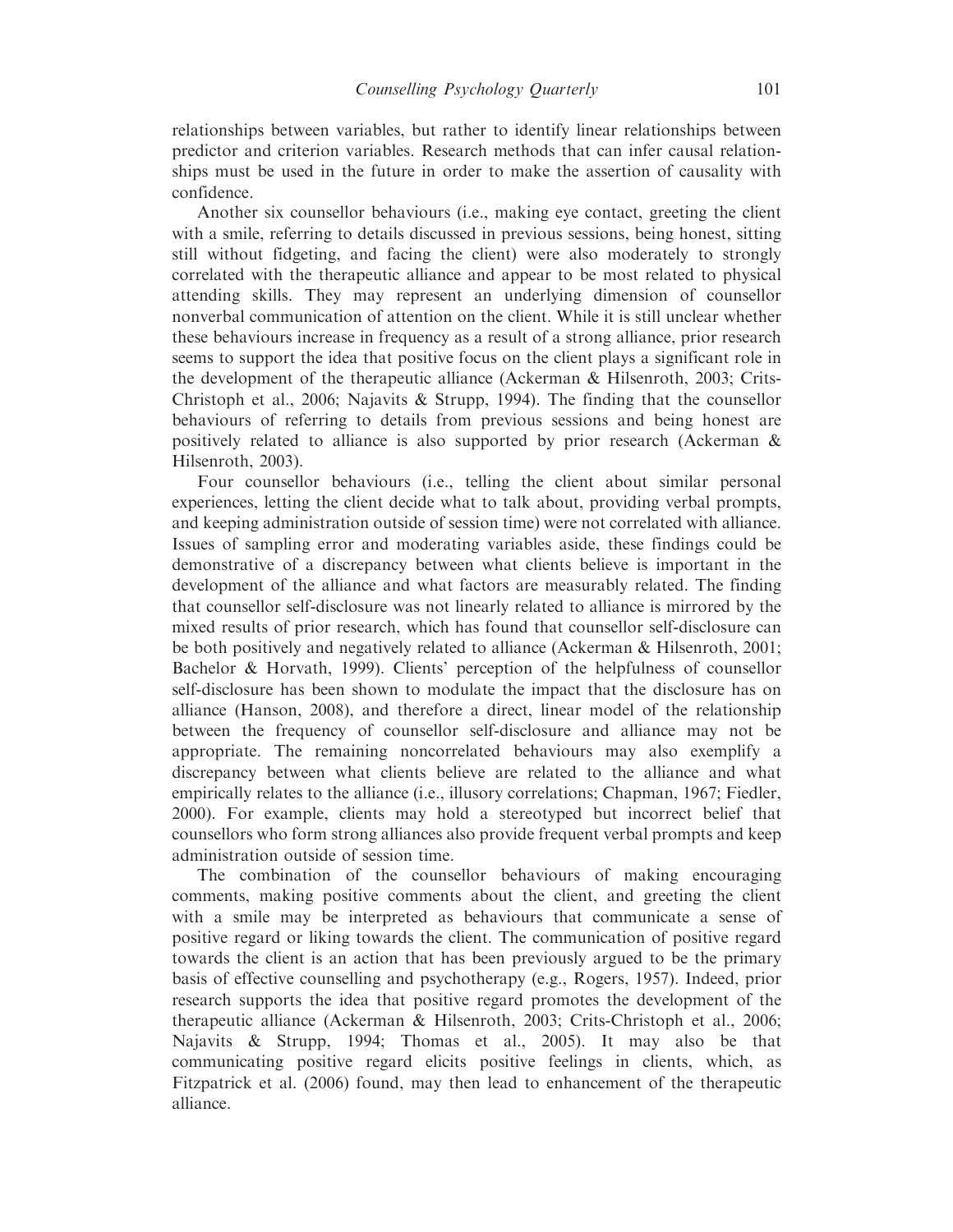relationships between variables, but rather to identify linear relationships between predictor and criterion variables. Research methods that can infer causal relationships must be used in the future in order to make the assertion of causality with confidence.

Another six counsellor behaviours (i.e., making eye contact, greeting the client with a smile, referring to details discussed in previous sessions, being honest, sitting still without fidgeting, and facing the client) were also moderately to strongly correlated with the therapeutic alliance and appear to be most related to physical attending skills. They may represent an underlying dimension of counsellor nonverbal communication of attention on the client. While it is still unclear whether these behaviours increase in frequency as a result of a strong alliance, prior research seems to support the idea that positive focus on the client plays a significant role in the development of the therapeutic alliance (Ackerman & Hilsenroth, 2003; Crits-Christoph et al., 2006; Najavits & Strupp, 1994). The finding that the counsellor behaviours of referring to details from previous sessions and being honest are positively related to alliance is also supported by prior research (Ackerman & Hilsenroth, 2003).

Four counsellor behaviours (i.e., telling the client about similar personal experiences, letting the client decide what to talk about, providing verbal prompts, and keeping administration outside of session time) were not correlated with alliance. Issues of sampling error and moderating variables aside, these findings could be demonstrative of a discrepancy between what clients believe is important in the development of the alliance and what factors are measurably related. The finding that counsellor self-disclosure was not linearly related to alliance is mirrored by the mixed results of prior research, which has found that counsellor self-disclosure can be both positively and negatively related to alliance (Ackerman & Hilsenroth, 2001; Bachelor & Horvath, 1999). Clients' perception of the helpfulness of counsellor self-disclosure has been shown to modulate the impact that the disclosure has on alliance (Hanson, 2008), and therefore a direct, linear model of the relationship between the frequency of counsellor self-disclosure and alliance may not be appropriate. The remaining noncorrelated behaviours may also exemplify a discrepancy between what clients believe are related to the alliance and what empirically relates to the alliance (i.e., illusory correlations; Chapman, 1967; Fiedler, 2000). For example, clients may hold a stereotyped but incorrect belief that counsellors who form strong alliances also provide frequent verbal prompts and keep administration outside of session time.

The combination of the counsellor behaviours of making encouraging comments, making positive comments about the client, and greeting the client with a smile may be interpreted as behaviours that communicate a sense of positive regard or liking towards the client. The communication of positive regard towards the client is an action that has been previously argued to be the primary basis of effective counselling and psychotherapy (e.g., Rogers, 1957). Indeed, prior research supports the idea that positive regard promotes the development of the therapeutic alliance (Ackerman & Hilsenroth, 2003; Crits-Christoph et al., 2006; Najavits & Strupp, 1994; Thomas et al., 2005). It may also be that communicating positive regard elicits positive feelings in clients, which, as Fitzpatrick et al. (2006) found, may then lead to enhancement of the therapeutic alliance.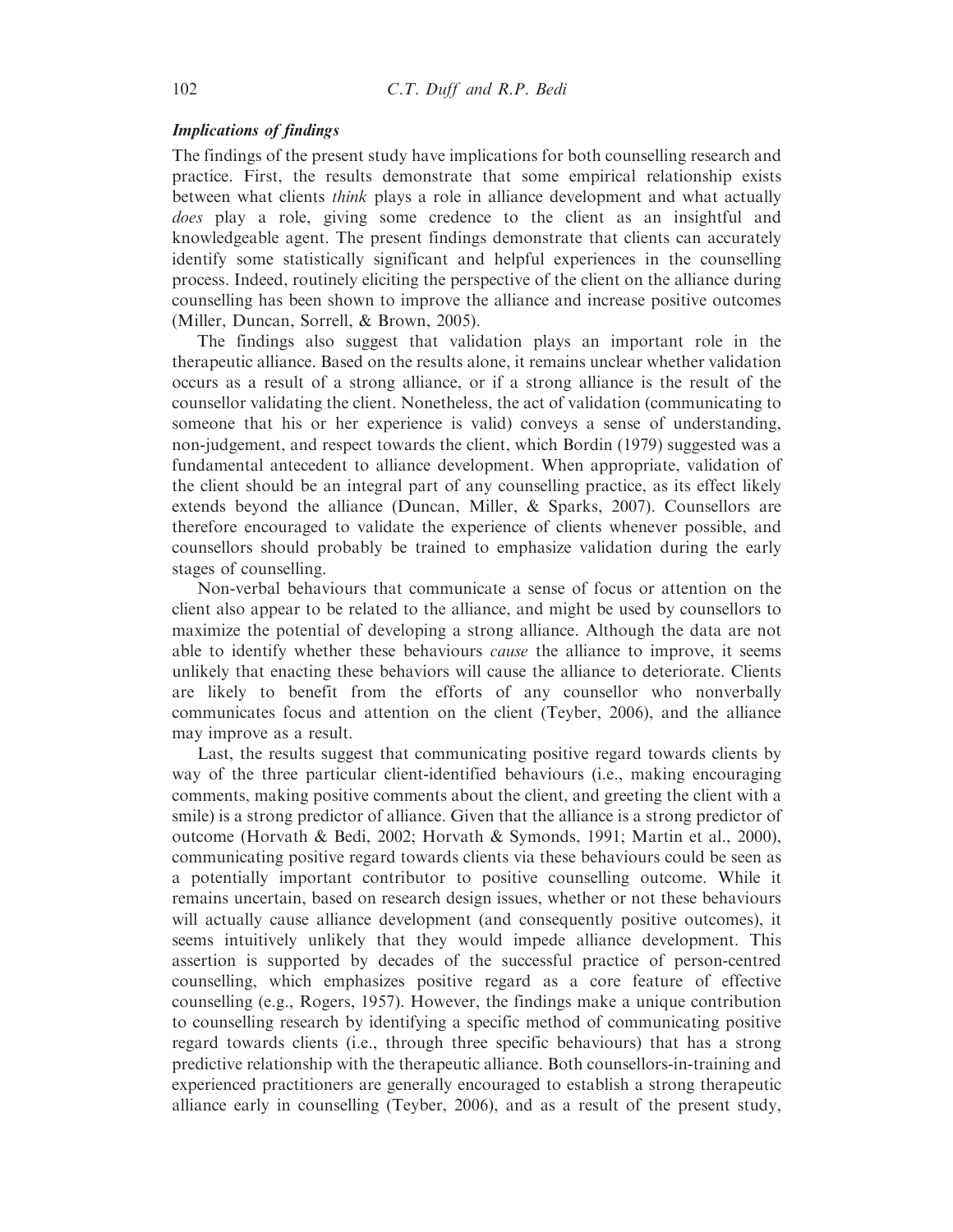### *Implications of findings*

The findings of the present study have implications for both counselling research and practice. First, the results demonstrate that some empirical relationship exists between what clients *think* plays a role in alliance development and what actually *does* play a role, giving some credence to the client as an insightful and knowledgeable agent. The present findings demonstrate that clients can accurately identify some statistically significant and helpful experiences in the counselling process. Indeed, routinely eliciting the perspective of the client on the alliance during counselling has been shown to improve the alliance and increase positive outcomes (Miller, Duncan, Sorrell, & Brown, 2005).

The findings also suggest that validation plays an important role in the therapeutic alliance. Based on the results alone, it remains unclear whether validation occurs as a result of a strong alliance, or if a strong alliance is the result of the counsellor validating the client. Nonetheless, the act of validation (communicating to someone that his or her experience is valid) conveys a sense of understanding, non-judgement, and respect towards the client, which Bordin (1979) suggested was a fundamental antecedent to alliance development. When appropriate, validation of the client should be an integral part of any counselling practice, as its effect likely extends beyond the alliance (Duncan, Miller, & Sparks, 2007). Counsellors are therefore encouraged to validate the experience of clients whenever possible, and counsellors should probably be trained to emphasize validation during the early stages of counselling.

Non-verbal behaviours that communicate a sense of focus or attention on the client also appear to be related to the alliance, and might be used by counsellors to maximize the potential of developing a strong alliance. Although the data are not able to identify whether these behaviours *cause* the alliance to improve, it seems unlikely that enacting these behaviors will cause the alliance to deteriorate. Clients are likely to benefit from the efforts of any counsellor who nonverbally communicates focus and attention on the client (Teyber, 2006), and the alliance may improve as a result.

Last, the results suggest that communicating positive regard towards clients by way of the three particular client-identified behaviours (i.e., making encouraging comments, making positive comments about the client, and greeting the client with a smile) is a strong predictor of alliance. Given that the alliance is a strong predictor of outcome (Horvath & Bedi, 2002; Horvath & Symonds, 1991; Martin et al., 2000), communicating positive regard towards clients via these behaviours could be seen as a potentially important contributor to positive counselling outcome. While it remains uncertain, based on research design issues, whether or not these behaviours will actually cause alliance development (and consequently positive outcomes), it seems intuitively unlikely that they would impede alliance development. This assertion is supported by decades of the successful practice of person-centred counselling, which emphasizes positive regard as a core feature of effective counselling (e.g., Rogers, 1957). However, the findings make a unique contribution to counselling research by identifying a specific method of communicating positive regard towards clients (i.e., through three specific behaviours) that has a strong predictive relationship with the therapeutic alliance. Both counsellors-in-training and experienced practitioners are generally encouraged to establish a strong therapeutic alliance early in counselling (Teyber, 2006), and as a result of the present study,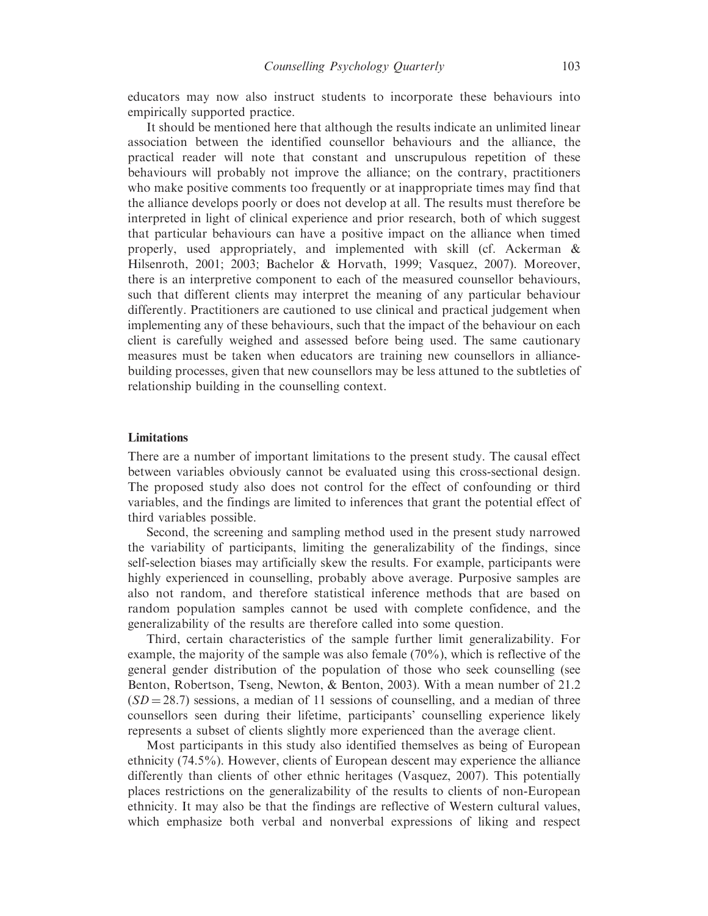educators may now also instruct students to incorporate these behaviours into empirically supported practice.

It should be mentioned here that although the results indicate an unlimited linear association between the identified counsellor behaviours and the alliance, the practical reader will note that constant and unscrupulous repetition of these behaviours will probably not improve the alliance; on the contrary, practitioners who make positive comments too frequently or at inappropriate times may find that the alliance develops poorly or does not develop at all. The results must therefore be interpreted in light of clinical experience and prior research, both of which suggest that particular behaviours can have a positive impact on the alliance when timed properly, used appropriately, and implemented with skill (cf. Ackerman & Hilsenroth, 2001; 2003; Bachelor & Horvath, 1999; Vasquez, 2007). Moreover, there is an interpretive component to each of the measured counsellor behaviours, such that different clients may interpret the meaning of any particular behaviour differently. Practitioners are cautioned to use clinical and practical judgement when implementing any of these behaviours, such that the impact of the behaviour on each client is carefully weighed and assessed before being used. The same cautionary measures must be taken when educators are training new counsellors in alliance-building processes, given that new counsellors may be less attuned to the subtleties of relationship building in the counselling context.

## Limitations

There are a number of important limitations to the present study. The causal effect between variables obviously cannot be evaluated using this cross-sectional design. The proposed study also does not control for the effect of confounding or third variables, and the findings are limited to inferences that grant the potential effect of third variables possible.

Second, the screening and sampling method used in the present study narrowed the variability of participants, limiting the generalizability of the findings, since self-selection biases may artificially skew the results. For example, participants were highly experienced in counselling, probably above average. Purposive samples are also not random, and therefore statistical inference methods that are based on random population samples cannot be used with complete confidence, and the generalizability of the results are therefore called into some question.

Third, certain characteristics of the sample further limit generalizability. For example, the majority of the sample was also female (70%), which is reflective of the general gender distribution of the population of those who seek counselling (see Benton, Robertson, Tseng, Newton, & Benton, 2003). With a mean number of 21.2 ($SD = 28.7$) sessions, a median of 11 sessions of counselling, and a median of three counsellors seen during their lifetime, participants' counselling experience likely represents a subset of clients slightly more experienced than the average client.

Most participants in this study also identified themselves as being of European ethnicity (74.5%). However, clients of European descent may experience the alliance differently than clients of other ethnic heritages (Vasquez, 2007). This potentially places restrictions on the generalizability of the results to clients of non-European ethnicity. It may also be that the findings are reflective of Western cultural values, which emphasize both verbal and nonverbal expressions of liking and respect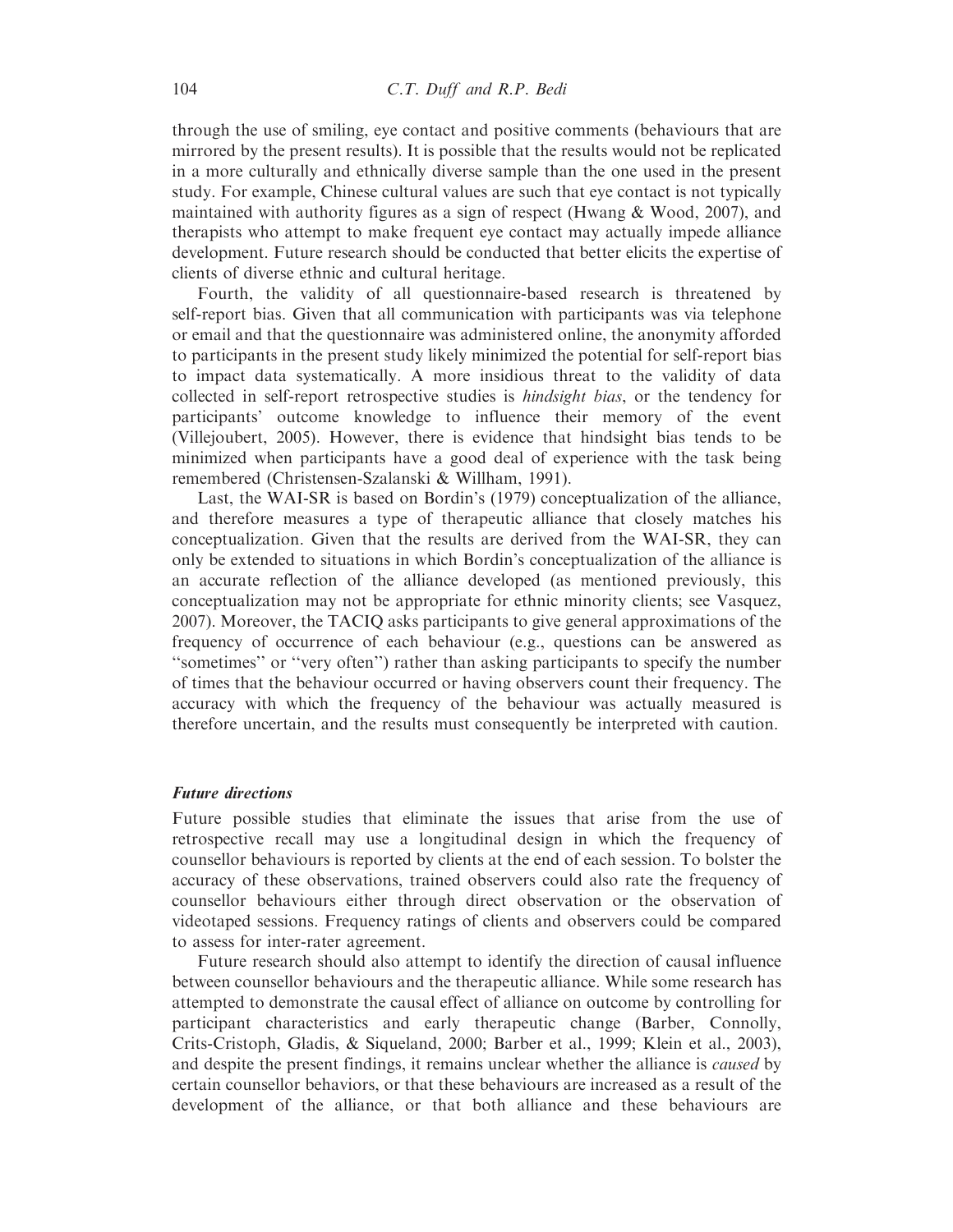through the use of smiling, eye contact and positive comments (behaviours that are mirrored by the present results). It is possible that the results would not be replicated in a more culturally and ethnically diverse sample than the one used in the present study. For example, Chinese cultural values are such that eye contact is not typically maintained with authority figures as a sign of respect (Hwang & Wood, 2007), and therapists who attempt to make frequent eye contact may actually impede alliance development. Future research should be conducted that better elicits the expertise of clients of diverse ethnic and cultural heritage.

Fourth, the validity of all questionnaire-based research is threatened by self-report bias. Given that all communication with participants was via telephone or email and that the questionnaire was administered online, the anonymity afforded to participants in the present study likely minimized the potential for self-report bias to impact data systematically. A more insidious threat to the validity of data collected in self-report retrospective studies is *hindsight bias*, or the tendency for participants' outcome knowledge to influence their memory of the event (Villejoubert, 2005). However, there is evidence that hindsight bias tends to be minimized when participants have a good deal of experience with the task being remembered (Christensen-Szalanski & Willham, 1991).

Last, the WAI-SR is based on Bordin's (1979) conceptualization of the alliance, and therefore measures a type of therapeutic alliance that closely matches his conceptualization. Given that the results are derived from the WAI-SR, they can only be extended to situations in which Bordin's conceptualization of the alliance is an accurate reflection of the alliance developed (as mentioned previously, this conceptualization may not be appropriate for ethnic minority clients; see Vasquez, 2007). Moreover, the TACIQ asks participants to give general approximations of the frequency of occurrence of each behaviour (e.g., questions can be answered as "sometimes" or "very often") rather than asking participants to specify the number of times that the behaviour occurred or having observers count their frequency. The accuracy with which the frequency of the behaviour was actually measured is therefore uncertain, and the results must consequently be interpreted with caution.

### *Future directions*

Future possible studies that eliminate the issues that arise from the use of retrospective recall may use a longitudinal design in which the frequency of counsellor behaviours is reported by clients at the end of each session. To bolster the accuracy of these observations, trained observers could also rate the frequency of counsellor behaviours either through direct observation or the observation of videotaped sessions. Frequency ratings of clients and observers could be compared to assess for inter-rater agreement.

Future research should also attempt to identify the direction of causal influence between counsellor behaviours and the therapeutic alliance. While some research has attempted to demonstrate the causal effect of alliance on outcome by controlling for participant characteristics and early therapeutic change (Barber, Connolly, Crits-Cristoph, Gladis, & Siqueland, 2000; Barber et al., 1999; Klein et al., 2003), and despite the present findings, it remains unclear whether the alliance is *caused* by certain counsellor behaviors, or that these behaviours are increased as a result of the development of the alliance, or that both alliance and these behaviours are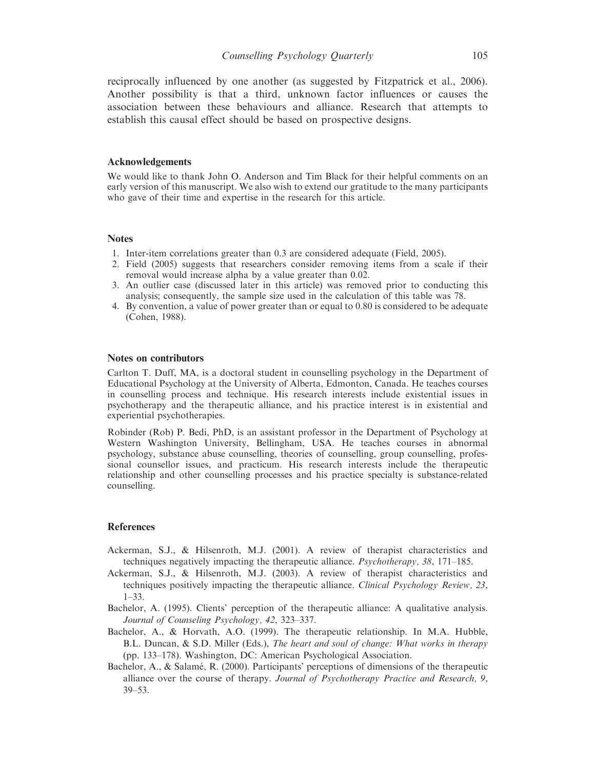reciprocally influenced by one another (as suggested by Fitzpatrick et al., 2006). Another possibility is that a third, unknown factor influences or causes the association between these behaviours and alliance. Research that attempts to establish this causal effect should be based on prospective designs.

## Acknowledgements

We would like to thank John O. Anderson and Tim Black for their helpful comments on an early version of this manuscript. We also wish to extend our gratitude to the many participants who gave of their time and expertise in the research for this article.

## Notes

1. Inter-item correlations greater than 0.3 are considered adequate (Field, 2005).
2. Field (2005) suggests that researchers consider removing items from a scale if their removal would increase alpha by a value greater than 0.02.
3. An outlier case (discussed later in this article) was removed prior to conducting this analysis; consequently, the sample size used in the calculation of this table was 78.
4. By convention, a value of power greater than or equal to 0.80 is considered to be adequate (Cohen, 1988).

## Notes on contributors

Carlton T. Duff, MA, is a doctoral student in counselling psychology in the Department of Educational Psychology at the University of Alberta, Edmonton, Canada. He teaches courses in counselling process and technique. His research interests include existential issues in psychotherapy and the therapeutic alliance, and his practice interest is in existential and experiential psychotherapies.

Robinder (Rob) P. Bedi, PhD, is an assistant professor in the Department of Psychology at Western Washington University, Bellingham, USA. He teaches courses in abnormal psychology, substance abuse counselling, theories of counselling, group counselling, professional counsellor issues, and practicum. His research interests include the therapeutic relationship and other counselling processes and his practice specialty is substance-related counselling.

## References

Ackerman, S.J., & Hilsenroth, M.J. (2001). A review of therapist characteristics and techniques negatively impacting the therapeutic alliance. *Psychotherapy, 38*, 171–185.

Ackerman, S.J., & Hilsenroth, M.J. (2003). A review of therapist characteristics and techniques positively impacting the therapeutic alliance. *Clinical Psychology Review, 23*, 1–33.

Bachelor, A. (1995). Clients' perception of the therapeutic alliance: A qualitative analysis. *Journal of Counseling Psychology, 42*, 323–337.

Bachelor, A., & Horvath, A.O. (1999). The therapeutic relationship. In M.A. Hubble, B.L. Duncan, & S.D. Miller (Eds.), *The heart and soul of change: What works in therapy* (pp. 133–178). Washington, DC: American Psychological Association.

Bachelor, A., & Salamé, R. (2000). Participants' perceptions of dimensions of the therapeutic alliance over the course of therapy. *Journal of Psychotherapy Practice and Research, 9*, 39–53.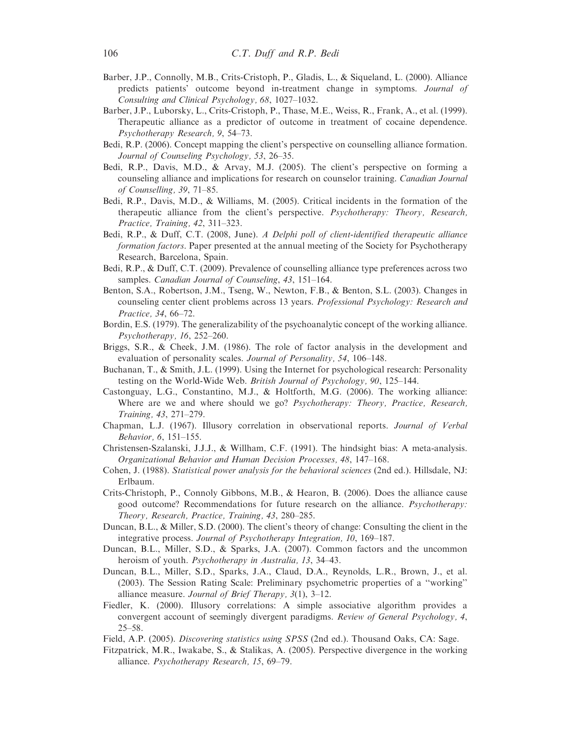Barber, J.P., Connolly, M.B., Crits-Cristoph, P., Gladis, L., & Siqueland, L. (2000). Alliance predicts patients' outcome beyond in-treatment change in symptoms. *Journal of Consulting and Clinical Psychology, 68*, 1027–1032.

Barber, J.P., Luborsky, L., Crits-Cristoph, P., Thase, M.E., Weiss, R., Frank, A., et al. (1999). Therapeutic alliance as a predictor of outcome in treatment of cocaine dependence. *Psychotherapy Research, 9*, 54–73.

Bedi, R.P. (2006). Concept mapping the client's perspective on counselling alliance formation. *Journal of Counseling Psychology, 53*, 26–35.

Bedi, R.P., Davis, M.D., & Arvay, M.J. (2005). The client's perspective on forming a counseling alliance and implications for research on counselor training. *Canadian Journal of Counselling, 39*, 71–85.

Bedi, R.P., Davis, M.D., & Williams, M. (2005). Critical incidents in the formation of the therapeutic alliance from the client's perspective. *Psychotherapy: Theory, Research, Practice, Training, 42*, 311–323.

Bedi, R.P., & Duff, C.T. (2008, June). *A Delphi poll of client-identified therapeutic alliance formation factors*. Paper presented at the annual meeting of the Society for Psychotherapy Research, Barcelona, Spain.

Bedi, R.P., & Duff, C.T. (2009). Prevalence of counselling alliance type preferences across two samples. *Canadian Journal of Counseling, 43*, 151–164.

Benton, S.A., Robertson, J.M., Tseng, W., Newton, F.B., & Benton, S.L. (2003). Changes in counseling center client problems across 13 years. *Professional Psychology: Research and Practice, 34*, 66–72.

Bordin, E.S. (1979). The generalizability of the psychoanalytic concept of the working alliance. *Psychotherapy, 16*, 252–260.

Briggs, S.R., & Cheek, J.M. (1986). The role of factor analysis in the development and evaluation of personality scales. *Journal of Personality, 54*, 106–148.

Buchanan, T., & Smith, J.L. (1999). Using the Internet for psychological research: Personality testing on the World-Wide Web. *British Journal of Psychology, 90*, 125–144.

Castonguay, L.G., Constantino, M.J., & Holtforth, M.G. (2006). The working alliance: Where are we and where should we go? *Psychotherapy: Theory, Practice, Research, Training, 43*, 271–279.

Chapman, L.J. (1967). Illusory correlation in observational reports. *Journal of Verbal Behavior, 6*, 151–155.

Christensen-Szalanski, J.J.J., & Willham, C.F. (1991). The hindsight bias: A meta-analysis. *Organizational Behavior and Human Decision Processes, 48*, 147–168.

Cohen, J. (1988). *Statistical power analysis for the behavioral sciences* (2nd ed.). Hillsdale, NJ: Erlbaum.

Crits-Christoph, P., Connoly Gibbons, M.B., & Hearon, B. (2006). Does the alliance cause good outcome? Recommendations for future research on the alliance. *Psychotherapy: Theory, Research, Practice, Training, 43*, 280–285.

Duncan, B.L., & Miller, S.D. (2000). The client's theory of change: Consulting the client in the integrative process. *Journal of Psychotherapy Integration, 10*, 169–187.

Duncan, B.L., Miller, S.D., & Sparks, J.A. (2007). Common factors and the uncommon heroism of youth. *Psychotherapy in Australia, 13*, 34–43.

Duncan, B.L., Miller, S.D., Sparks, J.A., Claud, D.A., Reynolds, L.R., Brown, J., et al. (2003). The Session Rating Scale: Preliminary psychometric properties of a "working" alliance measure. *Journal of Brief Therapy, 3*(1), 3–12.

Fiedler, K. (2000). Illusory correlations: A simple associative algorithm provides a convergent account of seemingly divergent paradigms. *Review of General Psychology, 4*, 25–58.

Field, A.P. (2005). *Discovering statistics using SPSS* (2nd ed.). Thousand Oaks, CA: Sage.

Fitzpatrick, M.R., Iwakabe, S., & Stalikas, A. (2005). Perspective divergence in the working alliance. *Psychotherapy Research, 15*, 69–79.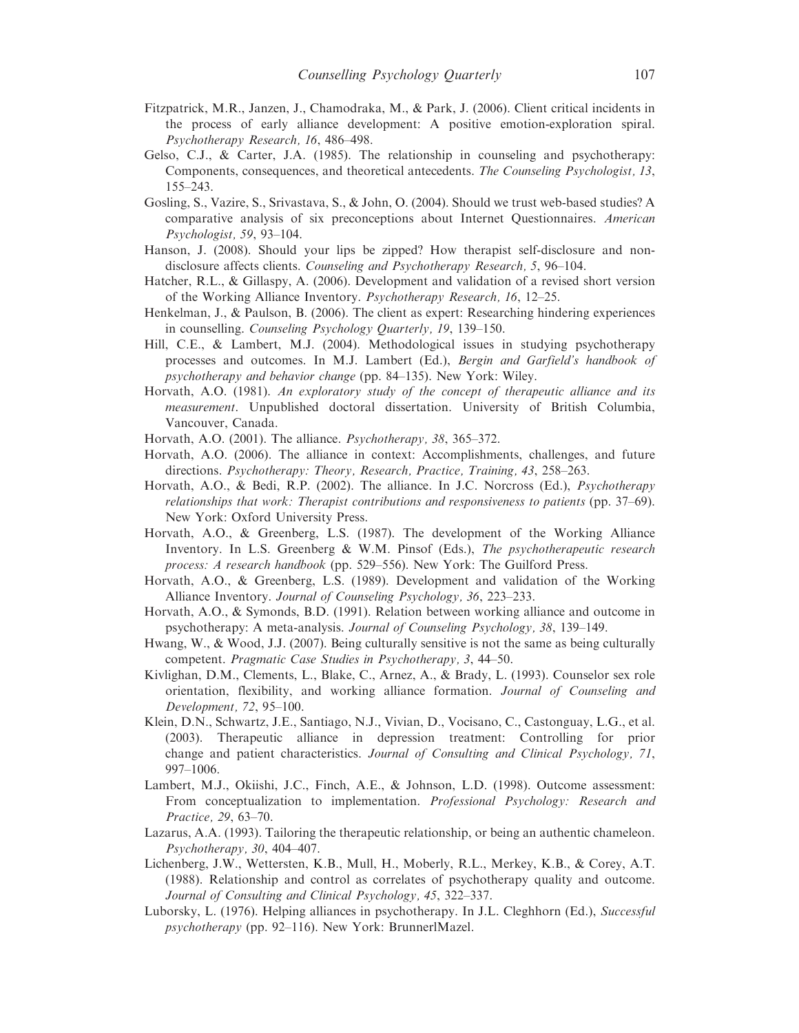Fitzpatrick, M.R., Janzen, J., Chamodraka, M., & Park, J. (2006). Client critical incidents in the process of early alliance development: A positive emotion-exploration spiral. *Psychotherapy Research, 16*, 486–498.

Gelso, C.J., & Carter, J.A. (1985). The relationship in counseling and psychotherapy: Components, consequences, and theoretical antecedents. *The Counseling Psychologist, 13*, 155–243.

Gosling, S., Vazire, S., Srivastava, S., & John, O. (2004). Should we trust web-based studies? A comparative analysis of six preconceptions about Internet Questionnaires. *American Psychologist, 59*, 93–104.

Hanson, J. (2008). Should your lips be zipped? How therapist self-disclosure and non-disclosure affects clients. *Counseling and Psychotherapy Research, 5*, 96–104.

Hatcher, R.L., & Gillaspy, A. (2006). Development and validation of a revised short version of the Working Alliance Inventory. *Psychotherapy Research, 16*, 12–25.

Henkelman, J., & Paulson, B. (2006). The client as expert: Researching hindering experiences in counselling. *Counseling Psychology Quarterly, 19*, 139–150.

Hill, C.E., & Lambert, M.J. (2004). Methodological issues in studying psychotherapy processes and outcomes. In M.J. Lambert (Ed.), *Bergin and Garfield's handbook of psychotherapy and behavior change* (pp. 84–135). New York: Wiley.

Horvath, A.O. (1981). *An exploratory study of the concept of therapeutic alliance and its measurement*. Unpublished doctoral dissertation. University of British Columbia, Vancouver, Canada.

Horvath, A.O. (2001). The alliance. *Psychotherapy, 38*, 365–372.

Horvath, A.O. (2006). The alliance in context: Accomplishments, challenges, and future directions. *Psychotherapy: Theory, Research, Practice, Training, 43*, 258–263.

Horvath, A.O., & Bedi, R.P. (2002). The alliance. In J.C. Norcross (Ed.), *Psychotherapy relationships that work: Therapist contributions and responsiveness to patients* (pp. 37–69). New York: Oxford University Press.

Horvath, A.O., & Greenberg, L.S. (1987). The development of the Working Alliance Inventory. In L.S. Greenberg & W.M. Pinsof (Eds.), *The psychotherapeutic research process: A research handbook* (pp. 529–556). New York: The Guilford Press.

Horvath, A.O., & Greenberg, L.S. (1989). Development and validation of the Working Alliance Inventory. *Journal of Counseling Psychology, 36*, 223–233.

Horvath, A.O., & Symonds, B.D. (1991). Relation between working alliance and outcome in psychotherapy: A meta-analysis. *Journal of Counseling Psychology, 38*, 139–149.

Hwang, W., & Wood, J.J. (2007). Being culturally sensitive is not the same as being culturally competent. *Pragmatic Case Studies in Psychotherapy, 3*, 44–50.

Kivlighan, D.M., Clements, L., Blake, C., Arnez, A., & Brady, L. (1993). Counselor sex role orientation, flexibility, and working alliance formation. *Journal of Counseling and Development, 72*, 95–100.

Klein, D.N., Schwartz, J.E., Santiago, N.J., Vivian, D., Vocisano, C., Castonguay, L.G., et al. (2003). Therapeutic alliance in depression treatment: Controlling for prior change and patient characteristics. *Journal of Consulting and Clinical Psychology, 71*, 997–1006.

Lambert, M.J., Okiishi, J.C., Finch, A.E., & Johnson, L.D. (1998). Outcome assessment: From conceptualization to implementation. *Professional Psychology: Research and Practice, 29*, 63–70.

Lazarus, A.A. (1993). Tailoring the therapeutic relationship, or being an authentic chameleon. *Psychotherapy, 30*, 404–407.

Lichenberg, J.W., Wettersten, K.B., Mull, H., Moberly, R.L., Merkey, K.B., & Corey, A.T. (1988). Relationship and control as correlates of psychotherapy quality and outcome. *Journal of Consulting and Clinical Psychology, 45*, 322–337.

Luborsky, L. (1976). Helping alliances in psychotherapy. In J.L. Cleghhorn (Ed.), *Successful psychotherapy* (pp. 92–116). New York: BrunnerlMazel.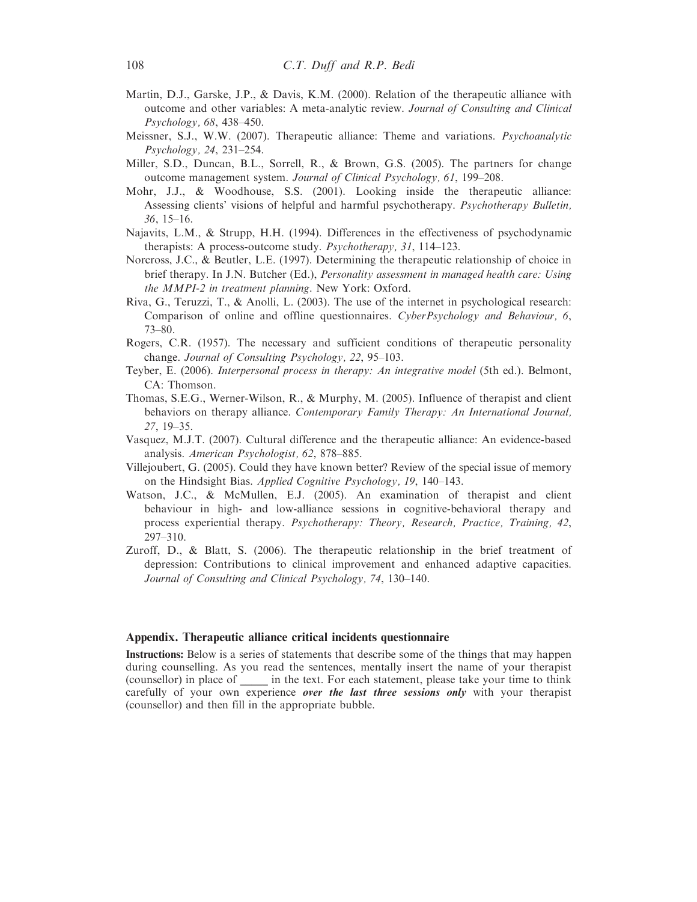Martin, D.J., Garske, J.P., & Davis, K.M. (2000). Relation of the therapeutic alliance with outcome and other variables: A meta-analytic review. *Journal of Consulting and Clinical Psychology, 68*, 438–450.

Meissner, S.J., W.W. (2007). Therapeutic alliance: Theme and variations. *Psychoanalytic Psychology, 24*, 231–254.

Miller, S.D., Duncan, B.L., Sorrell, R., & Brown, G.S. (2005). The partners for change outcome management system. *Journal of Clinical Psychology, 61*, 199–208.

Mohr, J.J., & Woodhouse, S.S. (2001). Looking inside the therapeutic alliance: Assessing clients' visions of helpful and harmful psychotherapy. *Psychotherapy Bulletin, 36*, 15–16.

Najavits, L.M., & Strupp, H.H. (1994). Differences in the effectiveness of psychodynamic therapists: A process-outcome study. *Psychotherapy, 31*, 114–123.

Norcross, J.C., & Beutler, L.E. (1997). Determining the therapeutic relationship of choice in brief therapy. In J.N. Butcher (Ed.), *Personality assessment in managed health care: Using the MMPI-2 in treatment planning*. New York: Oxford.

Riva, G., Teruzzi, T., & Anolli, L. (2003). The use of the internet in psychological research: Comparison of online and offline questionnaires. *CyberPsychology and Behaviour, 6*, 73–80.

Rogers, C.R. (1957). The necessary and sufficient conditions of therapeutic personality change. *Journal of Consulting Psychology, 22*, 95–103.

Teyber, E. (2006). *Interpersonal process in therapy: An integrative model* (5th ed.). Belmont, CA: Thomson.

Thomas, S.E.G., Werner-Wilson, R., & Murphy, M. (2005). Influence of therapist and client behaviors on therapy alliance. *Contemporary Family Therapy: An International Journal, 27*, 19–35.

Vasquez, M.J.T. (2007). Cultural difference and the therapeutic alliance: An evidence-based analysis. *American Psychologist, 62*, 878–885.

Villejoubert, G. (2005). Could they have known better? Review of the special issue of memory on the Hindsight Bias. *Applied Cognitive Psychology, 19*, 140–143.

Watson, J.C., & McMullen, E.J. (2005). An examination of therapist and client behaviour in high- and low-alliance sessions in cognitive-behavioral therapy and process experiential therapy. *Psychotherapy: Theory, Research, Practice, Training, 42*, 297–310.

Zuroff, D., & Blatt, S. (2006). The therapeutic relationship in the brief treatment of depression: Contributions to clinical improvement and enhanced adaptive capacities. *Journal of Consulting and Clinical Psychology, 74*, 130–140.

## Appendix. Therapeutic alliance critical incidents questionnaire

**Instructions:** Below is a series of statements that describe some of the things that may happen during counselling. As you read the sentences, mentally insert the name of your therapist (counsellor) in place of _____ in the text. For each statement, please take your time to think carefully of your own experience ***over the last three sessions only*** with your therapist (counsellor) and then fill in the appropriate bubble.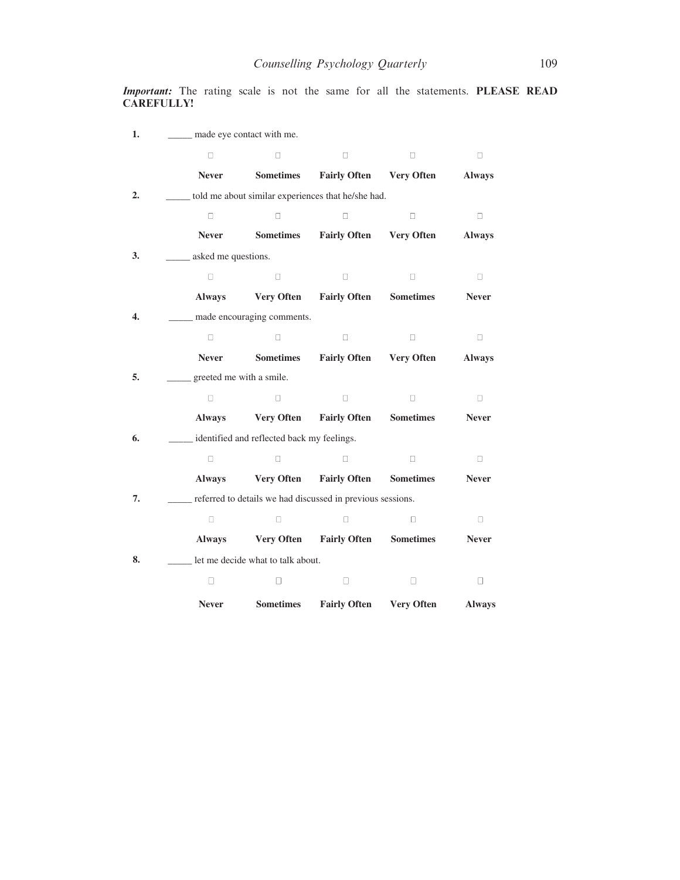***Important:*** The rating scale is not the same for all the statements. **PLEASE READ CAREFULLY!**

**1.** _____ made eye contact with me.

| ☐ | ☐ | ☐ | ☐ | ☐ |
|---|---|---|---|---|
| **Never** | **Sometimes** | **Fairly Often** | **Very Often** | **Always** |

**2.** _____ told me about similar experiences that he/she had.

| ☐ | ☐ | ☐ | ☐ | ☐ |
|---|---|---|---|---|
| **Never** | **Sometimes** | **Fairly Often** | **Very Often** | **Always** |

**3.** _____ asked me questions.

| ☐ | ☐ | ☐ | ☐ | ☐ |
|---|---|---|---|---|
| **Always** | **Very Often** | **Fairly Often** | **Sometimes** | **Never** |

**4.** _____ made encouraging comments.

| ☐ | ☐ | ☐ | ☐ | ☐ |
|---|---|---|---|---|
| **Never** | **Sometimes** | **Fairly Often** | **Very Often** | **Always** |

**5.** _____ greeted me with a smile.

| ☐ | ☐ | ☐ | ☐ | ☐ |
|---|---|---|---|---|
| **Always** | **Very Often** | **Fairly Often** | **Sometimes** | **Never** |

**6.** _____ identified and reflected back my feelings.

| ☐ | ☐ | ☐ | ☐ | ☐ |
|---|---|---|---|---|
| **Always** | **Very Often** | **Fairly Often** | **Sometimes** | **Never** |

**7.** _____ referred to details we had discussed in previous sessions.

| ☐ | ☐ | ☐ | ☐ | ☐ |
|---|---|---|---|---|
| **Always** | **Very Often** | **Fairly Often** | **Sometimes** | **Never** |

**8.** _____ let me decide what to talk about.

| ☐ | ☐ | ☐ | ☐ | ☐ |
|---|---|---|---|---|
| **Never** | **Sometimes** | **Fairly Often** | **Very Often** | **Always** |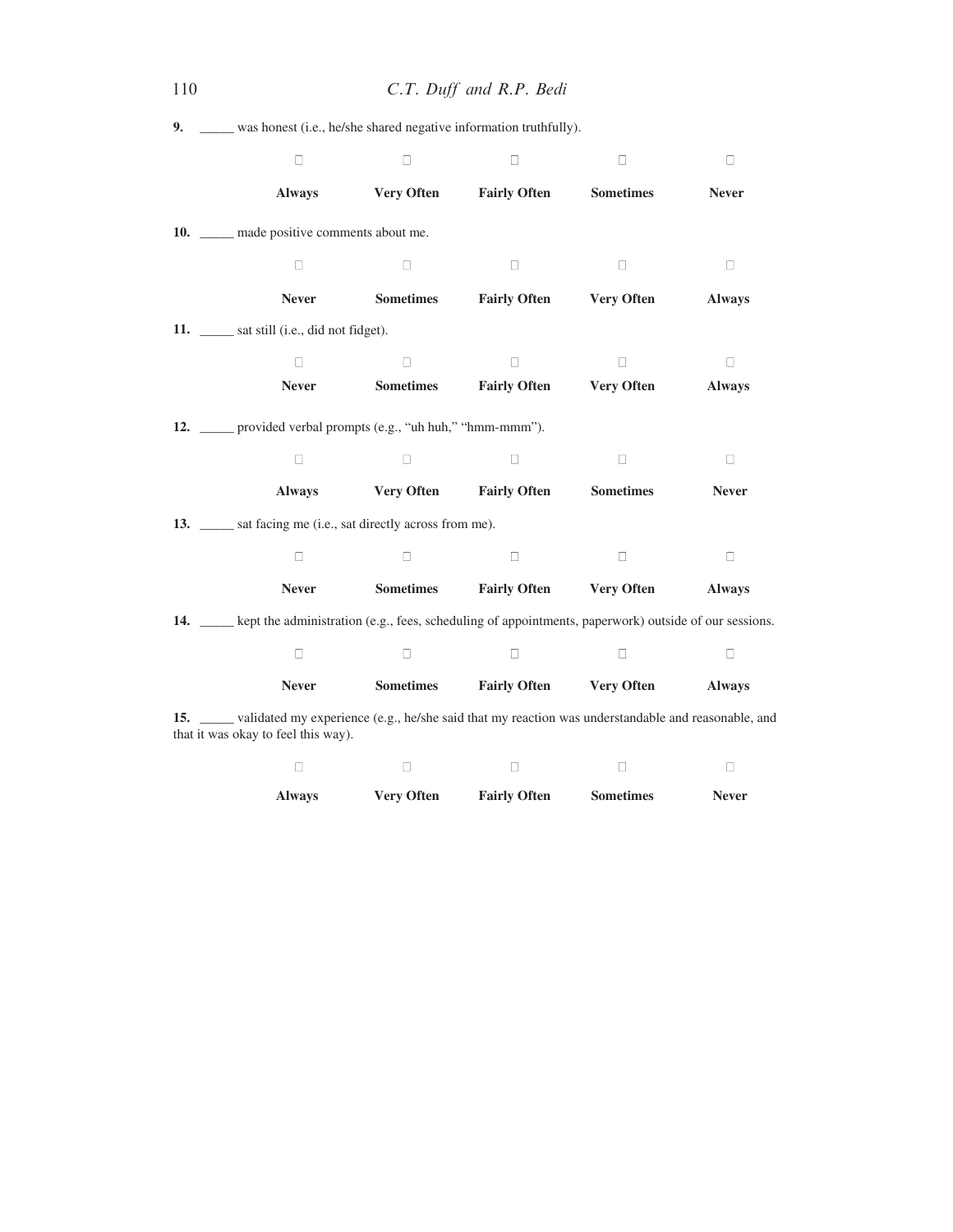9. _____ was honest (i.e., he/she shared negative information truthfully).

| □ | □ | □ | □ | □ |
|---|---|---|---|---|
| **Always** | **Very Often** | **Fairly Often** | **Sometimes** | **Never** |

10. _____ made positive comments about me.

| □ | □ | □ | □ | □ |
|---|---|---|---|---|
| **Never** | **Sometimes** | **Fairly Often** | **Very Often** | **Always** |

11. _____ sat still (i.e., did not fidget).

| □ | □ | □ | □ | □ |
|---|---|---|---|---|
| **Never** | **Sometimes** | **Fairly Often** | **Very Often** | **Always** |

12. _____ provided verbal prompts (e.g., "uh huh," "hmm-mmm").

| □ | □ | □ | □ | □ |
|---|---|---|---|---|
| **Always** | **Very Often** | **Fairly Often** | **Sometimes** | **Never** |

13. _____ sat facing me (i.e., sat directly across from me).

| □ | □ | □ | □ | □ |
|---|---|---|---|---|
| **Never** | **Sometimes** | **Fairly Often** | **Very Often** | **Always** |

14. _____ kept the administration (e.g., fees, scheduling of appointments, paperwork) outside of our sessions.

| □ | □ | □ | □ | □ |
|---|---|---|---|---|
| **Never** | **Sometimes** | **Fairly Often** | **Very Often** | **Always** |

15. _____ validated my experience (e.g., he/she said that my reaction was understandable and reasonable, and that it was okay to feel this way).

| □ | □ | □ | □ | □ |
|---|---|---|---|---|
| **Always** | **Very Often** | **Fairly Often** | **Sometimes** | **Never** |